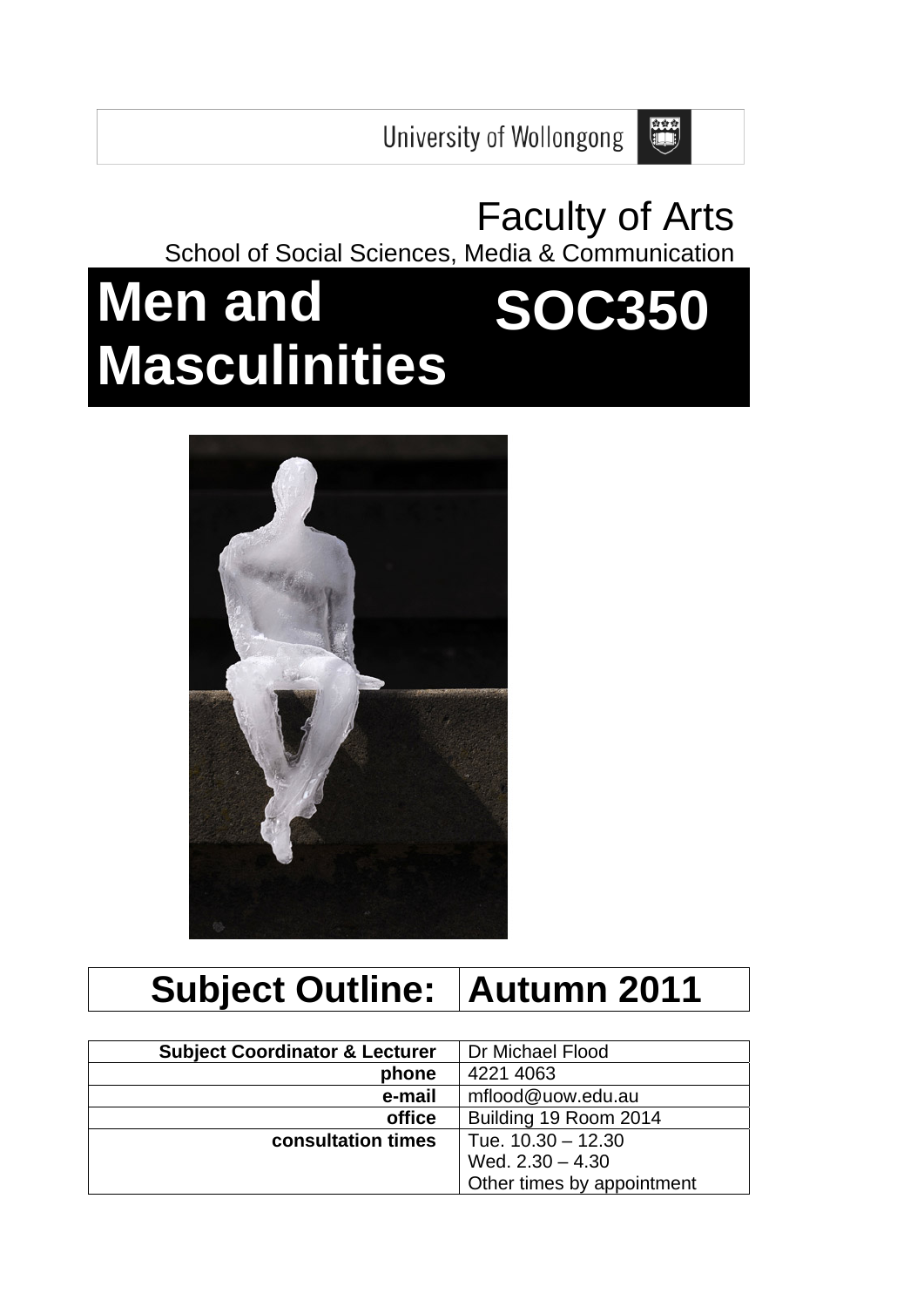University of Wollongong

# Faculty of Arts

School of Social Sciences, Media & Communication

# Men and Masculinities SOC350

## Subject Outline: Autumn 2011

| | |
|---|---|
| **Subject Coordinator & Lecturer** | Dr Michael Flood |
| **phone** | 4221 4063 |
| **e-mail** | mflood@uow.edu.au |
| **office** | Building 19 Room 2014 |
| **consultation times** | Tue. 10.30 – 12.30<br>Wed. 2.30 – 4.30<br>Other times by appointment |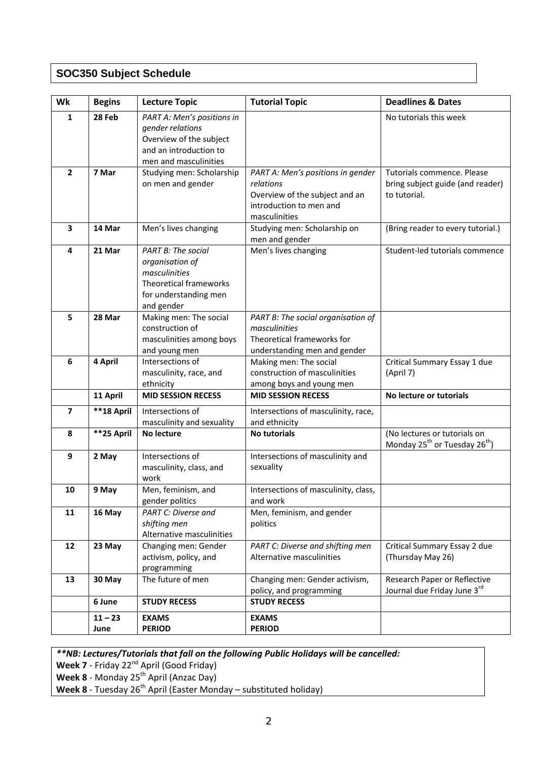## SOC350 Subject Schedule

| Wk | Begins | Lecture Topic | Tutorial Topic | Deadlines & Dates |
|---|---|---|---|---|
| 1 | 28 Feb | *PART A: Men's positions in gender relations* Overview of the subject and an introduction to men and masculinities | | No tutorials this week |
| 2 | 7 Mar | Studying men: Scholarship on men and gender | *PART A: Men's positions in gender relations* Overview of the subject and an introduction to men and masculinities | Tutorials commence. Please bring subject guide (and reader) to tutorial. |
| 3 | 14 Mar | Men's lives changing | Studying men: Scholarship on men and gender | (Bring reader to every tutorial.) |
| 4 | 21 Mar | *PART B: The social organisation of masculinities* Theoretical frameworks for understanding men and gender | Men's lives changing | Student-led tutorials commence |
| 5 | 28 Mar | Making men: The social construction of masculinities among boys and young men | *PART B: The social organisation of masculinities* Theoretical frameworks for understanding men and gender | |
| 6 | 4 April | Intersections of masculinity, race, and ethnicity | Making men: The social construction of masculinities among boys and young men | Critical Summary Essay 1 due (April 7) |
| | **11 April** | **MID SESSION RECESS** | **MID SESSION RECESS** | **No lecture or tutorials** |
| 7 | **\*\*18 April** | Intersections of masculinity and sexuality | Intersections of masculinity, race, and ethnicity | |
| 8 | **\*\*25 April** | **No lecture** | **No tutorials** | (No lectures or tutorials on Monday 25th or Tuesday 26th) |
| 9 | 2 May | Intersections of masculinity, class, and work | Intersections of masculinity and sexuality | |
| 10 | 9 May | Men, feminism, and gender politics | Intersections of masculinity, class, and work | |
| 11 | 16 May | *PART C: Diverse and shifting men* Alternative masculinities | Men, feminism, and gender politics | |
| 12 | 23 May | Changing men: Gender activism, policy, and programming | *PART C: Diverse and shifting men* Alternative masculinities | Critical Summary Essay 2 due (Thursday May 26) |
| 13 | 30 May | The future of men | Changing men: Gender activism, policy, and programming | Research Paper or Reflective Journal due Friday June 3rd |
| | **6 June** | **STUDY RECESS** | **STUDY RECESS** | |
| | **11 – 23 June** | **EXAMS PERIOD** | **EXAMS PERIOD** | |

***\*\*NB: Lectures/Tutorials that fall on the following Public Holidays will be cancelled:***
**Week 7** - Friday 22nd April (Good Friday)
**Week 8** - Monday 25th April (Anzac Day)
**Week 8** - Tuesday 26th April (Easter Monday – substituted holiday)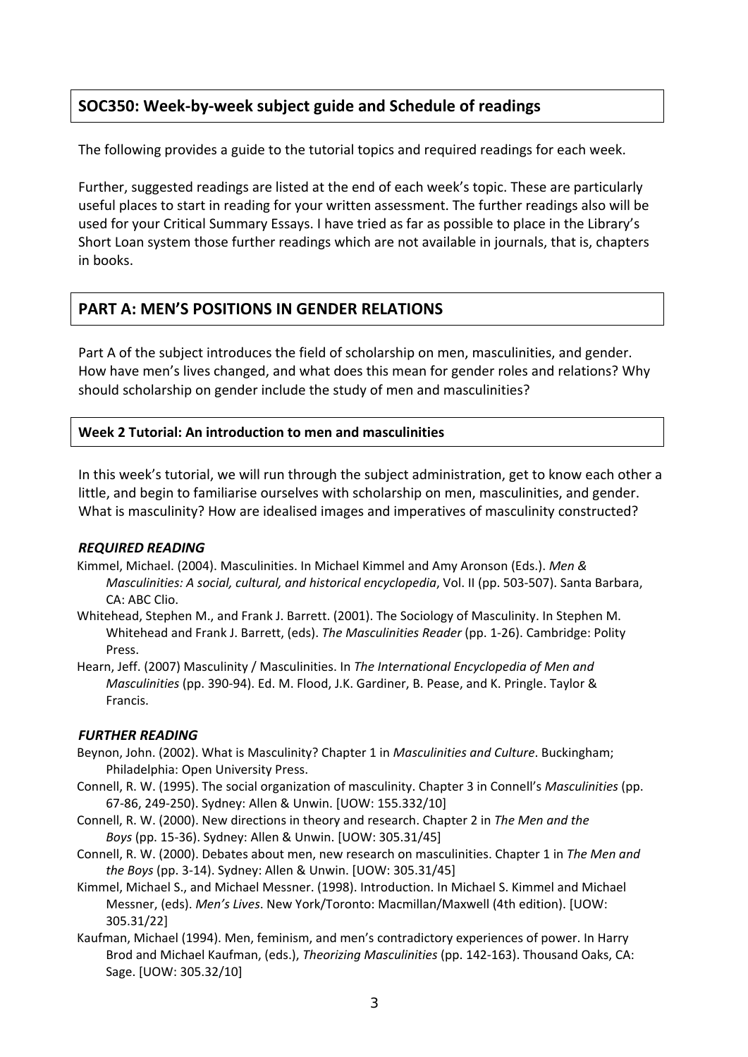## SOC350: Week-by-week subject guide and Schedule of readings

The following provides a guide to the tutorial topics and required readings for each week.

Further, suggested readings are listed at the end of each week's topic. These are particularly useful places to start in reading for your written assessment. The further readings also will be used for your Critical Summary Essays. I have tried as far as possible to place in the Library's Short Loan system those further readings which are not available in journals, that is, chapters in books.

## PART A: MEN'S POSITIONS IN GENDER RELATIONS

Part A of the subject introduces the field of scholarship on men, masculinities, and gender. How have men's lives changed, and what does this mean for gender roles and relations? Why should scholarship on gender include the study of men and masculinities?

### Week 2 Tutorial: An introduction to men and masculinities

In this week's tutorial, we will run through the subject administration, get to know each other a little, and begin to familiarise ourselves with scholarship on men, masculinities, and gender. What is masculinity? How are idealised images and imperatives of masculinity constructed?

#### *REQUIRED READING*

Kimmel, Michael. (2004). Masculinities. In Michael Kimmel and Amy Aronson (Eds.). *Men & Masculinities: A social, cultural, and historical encyclopedia*, Vol. II (pp. 503-507). Santa Barbara, CA: ABC Clio.

Whitehead, Stephen M., and Frank J. Barrett. (2001). The Sociology of Masculinity. In Stephen M. Whitehead and Frank J. Barrett, (eds). *The Masculinities Reader* (pp. 1-26). Cambridge: Polity Press.

Hearn, Jeff. (2007) Masculinity / Masculinities. In *The International Encyclopedia of Men and Masculinities* (pp. 390-94). Ed. M. Flood, J.K. Gardiner, B. Pease, and K. Pringle. Taylor & Francis.

#### *FURTHER READING*

Beynon, John. (2002). What is Masculinity? Chapter 1 in *Masculinities and Culture*. Buckingham; Philadelphia: Open University Press.

Connell, R. W. (1995). The social organization of masculinity. Chapter 3 in Connell's *Masculinities* (pp. 67-86, 249-250). Sydney: Allen & Unwin. [UOW: 155.332/10]

Connell, R. W. (2000). New directions in theory and research. Chapter 2 in *The Men and the Boys* (pp. 15-36). Sydney: Allen & Unwin. [UOW: 305.31/45]

Connell, R. W. (2000). Debates about men, new research on masculinities. Chapter 1 in *The Men and the Boys* (pp. 3-14). Sydney: Allen & Unwin. [UOW: 305.31/45]

Kimmel, Michael S., and Michael Messner. (1998). Introduction. In Michael S. Kimmel and Michael Messner, (eds). *Men's Lives*. New York/Toronto: Macmillan/Maxwell (4th edition). [UOW: 305.31/22]

Kaufman, Michael (1994). Men, feminism, and men's contradictory experiences of power. In Harry Brod and Michael Kaufman, (eds.), *Theorizing Masculinities* (pp. 142-163). Thousand Oaks, CA: Sage. [UOW: 305.32/10]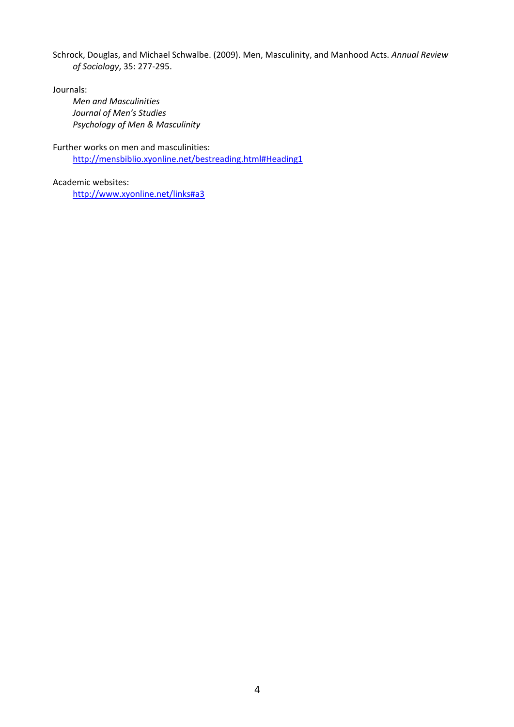Schrock, Douglas, and Michael Schwalbe. (2009). Men, Masculinity, and Manhood Acts. *Annual Review of Sociology*, 35: 277-295.

Journals:

*Men and Masculinities*
*Journal of Men's Studies*
*Psychology of Men & Masculinity*

Further works on men and masculinities:

http://mensbiblio.xyonline.net/bestreading.html#Heading1

Academic websites:

http://www.xyonline.net/links#a3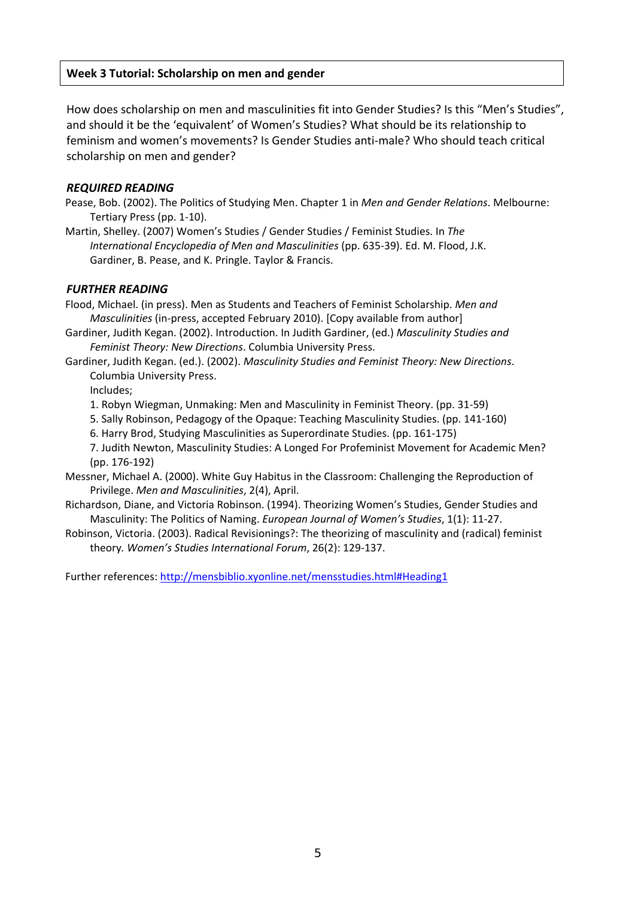## Week 3 Tutorial: Scholarship on men and gender

How does scholarship on men and masculinities fit into Gender Studies? Is this "Men's Studies", and should it be the 'equivalent' of Women's Studies? What should be its relationship to feminism and women's movements? Is Gender Studies anti-male? Who should teach critical scholarship on men and gender?

### *REQUIRED READING*

Pease, Bob. (2002). The Politics of Studying Men. Chapter 1 in *Men and Gender Relations*. Melbourne: Tertiary Press (pp. 1-10).

Martin, Shelley. (2007) Women's Studies / Gender Studies / Feminist Studies. In *The International Encyclopedia of Men and Masculinities* (pp. 635-39). Ed. M. Flood, J.K. Gardiner, B. Pease, and K. Pringle. Taylor & Francis.

### *FURTHER READING*

Flood, Michael. (in press). Men as Students and Teachers of Feminist Scholarship. *Men and Masculinities* (in-press, accepted February 2010). [Copy available from author]

Gardiner, Judith Kegan. (2002). Introduction. In Judith Gardiner, (ed.) *Masculinity Studies and Feminist Theory: New Directions*. Columbia University Press.

Gardiner, Judith Kegan. (ed.). (2002). *Masculinity Studies and Feminist Theory: New Directions*. Columbia University Press.

Includes;

1. Robyn Wiegman, Unmaking: Men and Masculinity in Feminist Theory. (pp. 31-59)
5. Sally Robinson, Pedagogy of the Opaque: Teaching Masculinity Studies. (pp. 141-160)
6. Harry Brod, Studying Masculinities as Superordinate Studies. (pp. 161-175)
7. Judith Newton, Masculinity Studies: A Longed For Profeminist Movement for Academic Men? (pp. 176-192)

Messner, Michael A. (2000). White Guy Habitus in the Classroom: Challenging the Reproduction of Privilege. *Men and Masculinities*, 2(4), April.

Richardson, Diane, and Victoria Robinson. (1994). Theorizing Women's Studies, Gender Studies and Masculinity: The Politics of Naming. *European Journal of Women's Studies*, 1(1): 11-27.

Robinson, Victoria. (2003). Radical Revisionings?: The theorizing of masculinity and (radical) feminist theory. *Women's Studies International Forum*, 26(2): 129-137.

Further references: http://mensbiblio.xyonline.net/mensstudies.html#Heading1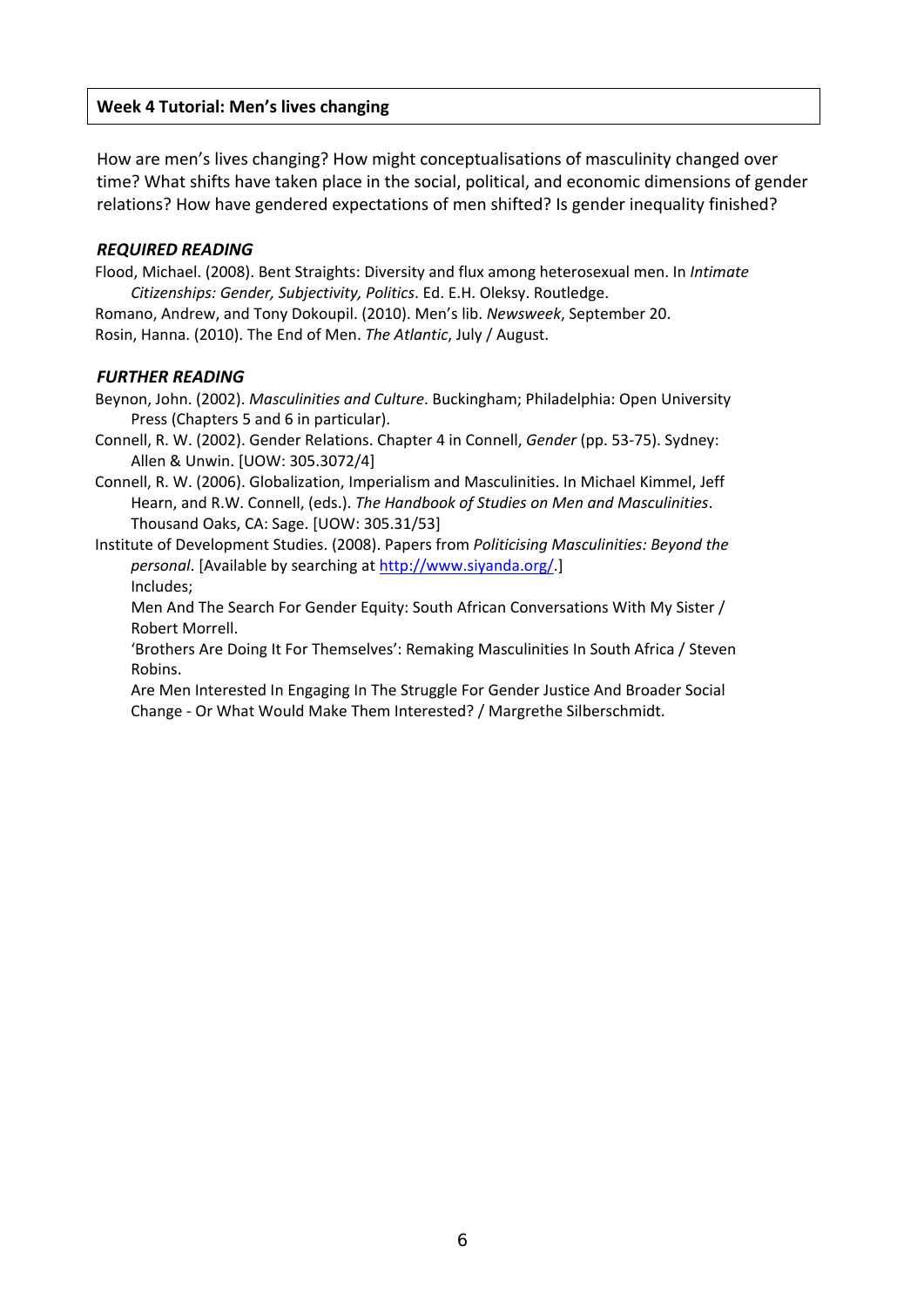## Week 4 Tutorial: Men's lives changing

How are men's lives changing? How might conceptualisations of masculinity changed over time? What shifts have taken place in the social, political, and economic dimensions of gender relations? How have gendered expectations of men shifted? Is gender inequality finished?

### *REQUIRED READING*

Flood, Michael. (2008). Bent Straights: Diversity and flux among heterosexual men. In *Intimate Citizenships: Gender, Subjectivity, Politics*. Ed. E.H. Oleksy. Routledge.

Romano, Andrew, and Tony Dokoupil. (2010). Men's lib. *Newsweek*, September 20.

Rosin, Hanna. (2010). The End of Men. *The Atlantic*, July / August.

### *FURTHER READING*

Beynon, John. (2002). *Masculinities and Culture*. Buckingham; Philadelphia: Open University Press (Chapters 5 and 6 in particular).

Connell, R. W. (2002). Gender Relations. Chapter 4 in Connell, *Gender* (pp. 53-75). Sydney: Allen & Unwin. [UOW: 305.3072/4]

Connell, R. W. (2006). Globalization, Imperialism and Masculinities. In Michael Kimmel, Jeff Hearn, and R.W. Connell, (eds.). *The Handbook of Studies on Men and Masculinities*. Thousand Oaks, CA: Sage. [UOW: 305.31/53]

Institute of Development Studies. (2008). Papers from *Politicising Masculinities: Beyond the personal*. [Available by searching at http://www.siyanda.org/.]

Includes;

Men And The Search For Gender Equity: South African Conversations With My Sister / Robert Morrell.

'Brothers Are Doing It For Themselves': Remaking Masculinities In South Africa / Steven Robins.

Are Men Interested In Engaging In The Struggle For Gender Justice And Broader Social Change - Or What Would Make Them Interested? / Margrethe Silberschmidt.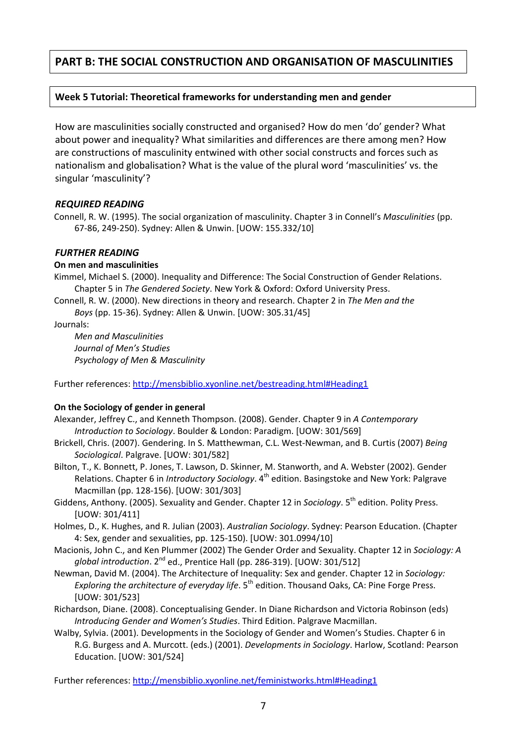## PART B: THE SOCIAL CONSTRUCTION AND ORGANISATION OF MASCULINITIES

### Week 5 Tutorial: Theoretical frameworks for understanding men and gender

How are masculinities socially constructed and organised? How do men 'do' gender? What about power and inequality? What similarities and differences are there among men? How are constructions of masculinity entwined with other social constructs and forces such as nationalism and globalisation? What is the value of the plural word 'masculinities' vs. the singular 'masculinity'?

#### *REQUIRED READING*

Connell, R. W. (1995). The social organization of masculinity. Chapter 3 in Connell's *Masculinities* (pp. 67-86, 249-250). Sydney: Allen & Unwin. [UOW: 155.332/10]

#### *FURTHER READING*

**On men and masculinities**

Kimmel, Michael S. (2000). Inequality and Difference: The Social Construction of Gender Relations. Chapter 5 in *The Gendered Society*. New York & Oxford: Oxford University Press.

Connell, R. W. (2000). New directions in theory and research. Chapter 2 in *The Men and the Boys* (pp. 15-36). Sydney: Allen & Unwin. [UOW: 305.31/45]

Journals:

*Men and Masculinities*
*Journal of Men's Studies*
*Psychology of Men & Masculinity*

Further references: http://mensbiblio.xyonline.net/bestreading.html#Heading1

**On the Sociology of gender in general**

Alexander, Jeffrey C., and Kenneth Thompson. (2008). Gender. Chapter 9 in *A Contemporary Introduction to Sociology*. Boulder & London: Paradigm. [UOW: 301/569]

Brickell, Chris. (2007). Gendering. In S. Matthewman, C.L. West-Newman, and B. Curtis (2007) *Being Sociological*. Palgrave. [UOW: 301/582]

Bilton, T., K. Bonnett, P. Jones, T. Lawson, D. Skinner, M. Stanworth, and A. Webster (2002). Gender Relations. Chapter 6 in *Introductory Sociology*. 4th edition. Basingstoke and New York: Palgrave Macmillan (pp. 128-156). [UOW: 301/303]

Giddens, Anthony. (2005). Sexuality and Gender. Chapter 12 in *Sociology*. 5th edition. Polity Press. [UOW: 301/411]

Holmes, D., K. Hughes, and R. Julian (2003). *Australian Sociology*. Sydney: Pearson Education. (Chapter 4: Sex, gender and sexualities, pp. 125-150). [UOW: 301.0994/10]

Macionis, John C., and Ken Plummer (2002) The Gender Order and Sexuality. Chapter 12 in *Sociology: A global introduction*. 2nd ed., Prentice Hall (pp. 286-319). [UOW: 301/512]

Newman, David M. (2004). The Architecture of Inequality: Sex and gender. Chapter 12 in *Sociology: Exploring the architecture of everyday life*. 5th edition. Thousand Oaks, CA: Pine Forge Press. [UOW: 301/523]

Richardson, Diane. (2008). Conceptualising Gender. In Diane Richardson and Victoria Robinson (eds) *Introducing Gender and Women's Studies*. Third Edition. Palgrave Macmillan.

Walby, Sylvia. (2001). Developments in the Sociology of Gender and Women's Studies. Chapter 6 in R.G. Burgess and A. Murcott. (eds.) (2001). *Developments in Sociology*. Harlow, Scotland: Pearson Education. [UOW: 301/524]

Further references: http://mensbiblio.xyonline.net/feministworks.html#Heading1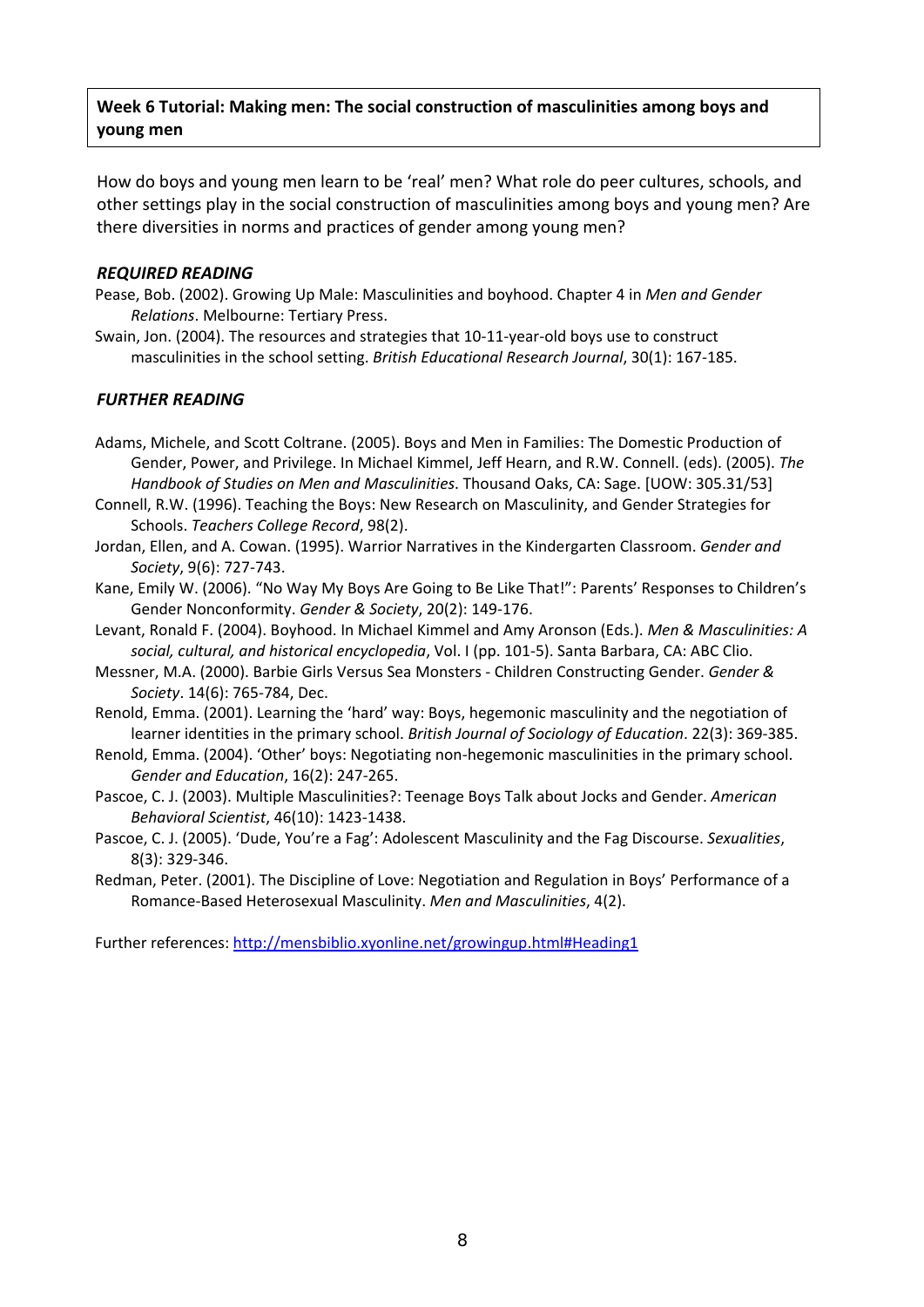**Week 6 Tutorial: Making men: The social construction of masculinities among boys and young men**

How do boys and young men learn to be 'real' men? What role do peer cultures, schools, and other settings play in the social construction of masculinities among boys and young men? Are there diversities in norms and practices of gender among young men?

### *REQUIRED READING*

Pease, Bob. (2002). Growing Up Male: Masculinities and boyhood. Chapter 4 in *Men and Gender Relations*. Melbourne: Tertiary Press.

Swain, Jon. (2004). The resources and strategies that 10-11-year-old boys use to construct masculinities in the school setting. *British Educational Research Journal*, 30(1): 167-185.

### *FURTHER READING*

Adams, Michele, and Scott Coltrane. (2005). Boys and Men in Families: The Domestic Production of Gender, Power, and Privilege. In Michael Kimmel, Jeff Hearn, and R.W. Connell. (eds). (2005). *The Handbook of Studies on Men and Masculinities*. Thousand Oaks, CA: Sage. [UOW: 305.31/53]

Connell, R.W. (1996). Teaching the Boys: New Research on Masculinity, and Gender Strategies for Schools. *Teachers College Record*, 98(2).

Jordan, Ellen, and A. Cowan. (1995). Warrior Narratives in the Kindergarten Classroom. *Gender and Society*, 9(6): 727-743.

Kane, Emily W. (2006). "No Way My Boys Are Going to Be Like That!": Parents' Responses to Children's Gender Nonconformity. *Gender & Society*, 20(2): 149-176.

Levant, Ronald F. (2004). Boyhood. In Michael Kimmel and Amy Aronson (Eds.). *Men & Masculinities: A social, cultural, and historical encyclopedia*, Vol. I (pp. 101-5). Santa Barbara, CA: ABC Clio.

Messner, M.A. (2000). Barbie Girls Versus Sea Monsters - Children Constructing Gender. *Gender & Society*. 14(6): 765-784, Dec.

Renold, Emma. (2001). Learning the 'hard' way: Boys, hegemonic masculinity and the negotiation of learner identities in the primary school. *British Journal of Sociology of Education*. 22(3): 369-385.

Renold, Emma. (2004). 'Other' boys: Negotiating non-hegemonic masculinities in the primary school. *Gender and Education*, 16(2): 247-265.

Pascoe, C. J. (2003). Multiple Masculinities?: Teenage Boys Talk about Jocks and Gender. *American Behavioral Scientist*, 46(10): 1423-1438.

Pascoe, C. J. (2005). 'Dude, You're a Fag': Adolescent Masculinity and the Fag Discourse. *Sexualities*, 8(3): 329-346.

Redman, Peter. (2001). The Discipline of Love: Negotiation and Regulation in Boys' Performance of a Romance-Based Heterosexual Masculinity. *Men and Masculinities*, 4(2).

Further references: http://mensbiblio.xyonline.net/growingup.html#Heading1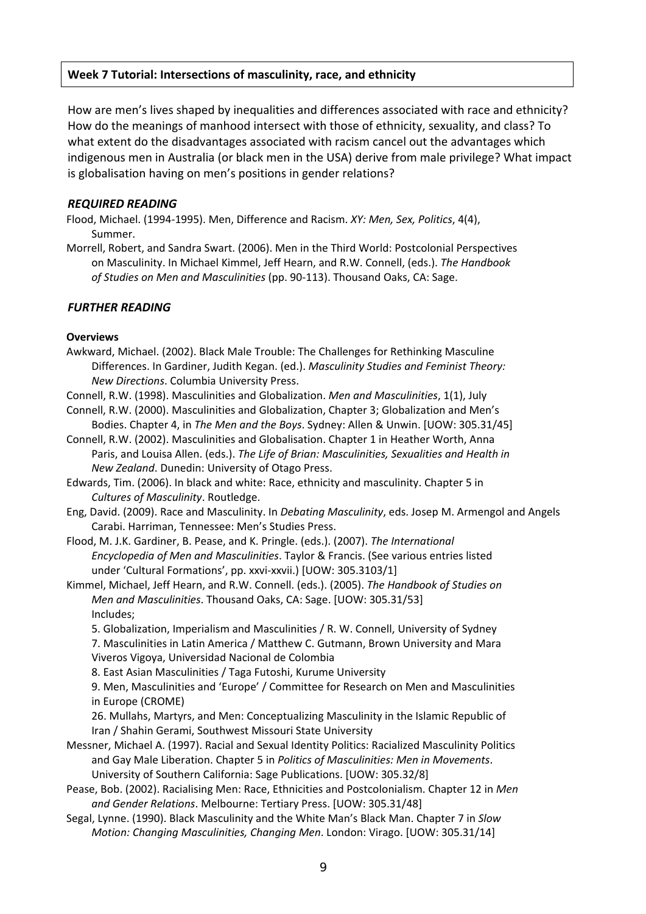**Week 7 Tutorial: Intersections of masculinity, race, and ethnicity**

How are men's lives shaped by inequalities and differences associated with race and ethnicity? How do the meanings of manhood intersect with those of ethnicity, sexuality, and class? To what extent do the disadvantages associated with racism cancel out the advantages which indigenous men in Australia (or black men in the USA) derive from male privilege? What impact is globalisation having on men's positions in gender relations?

### *REQUIRED READING*

Flood, Michael. (1994-1995). Men, Difference and Racism. *XY: Men, Sex, Politics*, 4(4), Summer.

Morrell, Robert, and Sandra Swart. (2006). Men in the Third World: Postcolonial Perspectives on Masculinity. In Michael Kimmel, Jeff Hearn, and R.W. Connell, (eds.). *The Handbook of Studies on Men and Masculinities* (pp. 90-113). Thousand Oaks, CA: Sage.

### *FURTHER READING*

**Overviews**

Awkward, Michael. (2002). Black Male Trouble: The Challenges for Rethinking Masculine Differences. In Gardiner, Judith Kegan. (ed.). *Masculinity Studies and Feminist Theory: New Directions*. Columbia University Press.

Connell, R.W. (1998). Masculinities and Globalization. *Men and Masculinities*, 1(1), July

Connell, R.W. (2000). Masculinities and Globalization, Chapter 3; Globalization and Men's Bodies. Chapter 4, in *The Men and the Boys*. Sydney: Allen & Unwin. [UOW: 305.31/45]

Connell, R.W. (2002). Masculinities and Globalisation. Chapter 1 in Heather Worth, Anna Paris, and Louisa Allen. (eds.). *The Life of Brian: Masculinities, Sexualities and Health in New Zealand*. Dunedin: University of Otago Press.

Edwards, Tim. (2006). In black and white: Race, ethnicity and masculinity. Chapter 5 in *Cultures of Masculinity*. Routledge.

Eng, David. (2009). Race and Masculinity. In *Debating Masculinity*, eds. Josep M. Armengol and Angels Carabi. Harriman, Tennessee: Men's Studies Press.

Flood, M. J.K. Gardiner, B. Pease, and K. Pringle. (eds.). (2007). *The International Encyclopedia of Men and Masculinities*. Taylor & Francis. (See various entries listed under 'Cultural Formations', pp. xxvi-xxvii.) [UOW: 305.3103/1]

Kimmel, Michael, Jeff Hearn, and R.W. Connell. (eds.). (2005). *The Handbook of Studies on Men and Masculinities*. Thousand Oaks, CA: Sage. [UOW: 305.31/53]
Includes;
5. Globalization, Imperialism and Masculinities / R. W. Connell, University of Sydney
7. Masculinities in Latin America / Matthew C. Gutmann, Brown University and Mara Viveros Vigoya, Universidad Nacional de Colombia
8. East Asian Masculinities / Taga Futoshi, Kurume University
9. Men, Masculinities and 'Europe' / Committee for Research on Men and Masculinities in Europe (CROME)
26. Mullahs, Martyrs, and Men: Conceptualizing Masculinity in the Islamic Republic of Iran / Shahin Gerami, Southwest Missouri State University

Messner, Michael A. (1997). Racial and Sexual Identity Politics: Racialized Masculinity Politics and Gay Male Liberation. Chapter 5 in *Politics of Masculinities: Men in Movements*. University of Southern California: Sage Publications. [UOW: 305.32/8]

Pease, Bob. (2002). Racialising Men: Race, Ethnicities and Postcolonialism. Chapter 12 in *Men and Gender Relations*. Melbourne: Tertiary Press. [UOW: 305.31/48]

Segal, Lynne. (1990). Black Masculinity and the White Man's Black Man. Chapter 7 in *Slow Motion: Changing Masculinities, Changing Men*. London: Virago. [UOW: 305.31/14]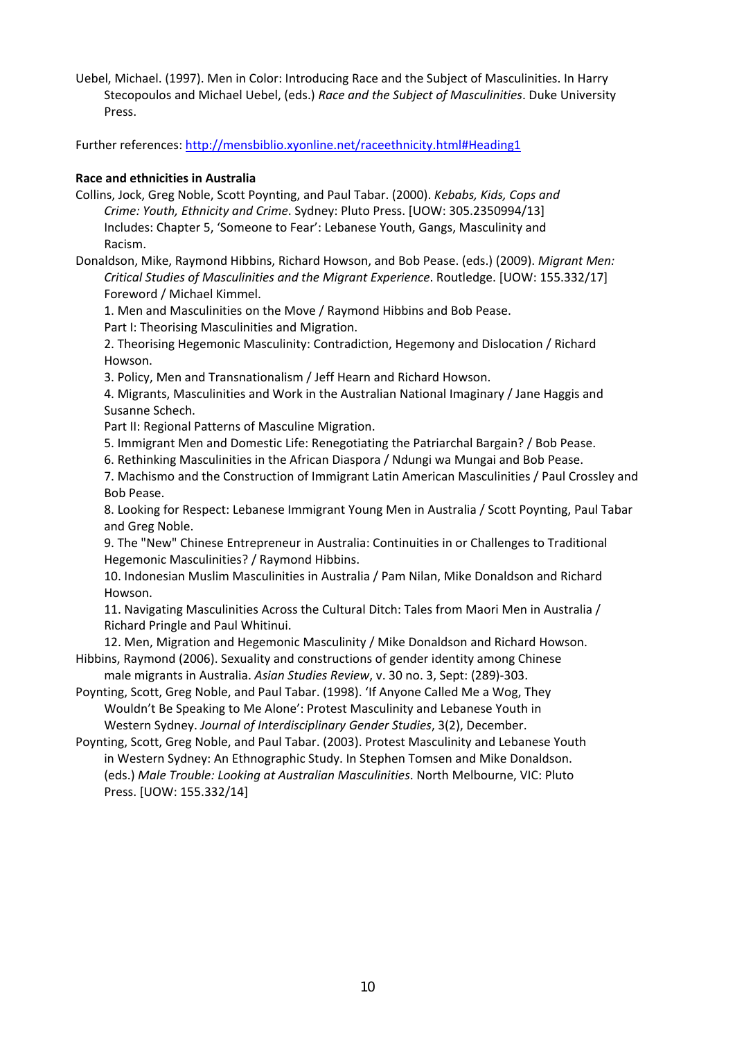Uebel, Michael. (1997). Men in Color: Introducing Race and the Subject of Masculinities. In Harry Stecopoulos and Michael Uebel, (eds.) *Race and the Subject of Masculinities*. Duke University Press.

Further references: http://mensbiblio.xyonline.net/raceethnicity.html#Heading1

**Race and ethnicities in Australia**

Collins, Jock, Greg Noble, Scott Poynting, and Paul Tabar. (2000). *Kebabs, Kids, Cops and Crime: Youth, Ethnicity and Crime*. Sydney: Pluto Press. [UOW: 305.2350994/13]
Includes: Chapter 5, 'Someone to Fear': Lebanese Youth, Gangs, Masculinity and Racism.

Donaldson, Mike, Raymond Hibbins, Richard Howson, and Bob Pease. (eds.) (2009). *Migrant Men: Critical Studies of Masculinities and the Migrant Experience*. Routledge. [UOW: 155.332/17]
Foreword / Michael Kimmel.
1. Men and Masculinities on the Move / Raymond Hibbins and Bob Pease.
Part I: Theorising Masculinities and Migration.
2. Theorising Hegemonic Masculinity: Contradiction, Hegemony and Dislocation / Richard Howson.
3. Policy, Men and Transnationalism / Jeff Hearn and Richard Howson.
4. Migrants, Masculinities and Work in the Australian National Imaginary / Jane Haggis and Susanne Schech.
Part II: Regional Patterns of Masculine Migration.
5. Immigrant Men and Domestic Life: Renegotiating the Patriarchal Bargain? / Bob Pease.
6. Rethinking Masculinities in the African Diaspora / Ndungi wa Mungai and Bob Pease.
7. Machismo and the Construction of Immigrant Latin American Masculinities / Paul Crossley and Bob Pease.
8. Looking for Respect: Lebanese Immigrant Young Men in Australia / Scott Poynting, Paul Tabar and Greg Noble.
9. The "New" Chinese Entrepreneur in Australia: Continuities in or Challenges to Traditional Hegemonic Masculinities? / Raymond Hibbins.
10. Indonesian Muslim Masculinities in Australia / Pam Nilan, Mike Donaldson and Richard Howson.
11. Navigating Masculinities Across the Cultural Ditch: Tales from Maori Men in Australia / Richard Pringle and Paul Whitinui.
12. Men, Migration and Hegemonic Masculinity / Mike Donaldson and Richard Howson.

Hibbins, Raymond (2006). Sexuality and constructions of gender identity among Chinese male migrants in Australia. *Asian Studies Review*, v. 30 no. 3, Sept: (289)-303.

Poynting, Scott, Greg Noble, and Paul Tabar. (1998). 'If Anyone Called Me a Wog, They Wouldn't Be Speaking to Me Alone': Protest Masculinity and Lebanese Youth in Western Sydney. *Journal of Interdisciplinary Gender Studies*, 3(2), December.

Poynting, Scott, Greg Noble, and Paul Tabar. (2003). Protest Masculinity and Lebanese Youth in Western Sydney: An Ethnographic Study. In Stephen Tomsen and Mike Donaldson. (eds.) *Male Trouble: Looking at Australian Masculinities*. North Melbourne, VIC: Pluto Press. [UOW: 155.332/14]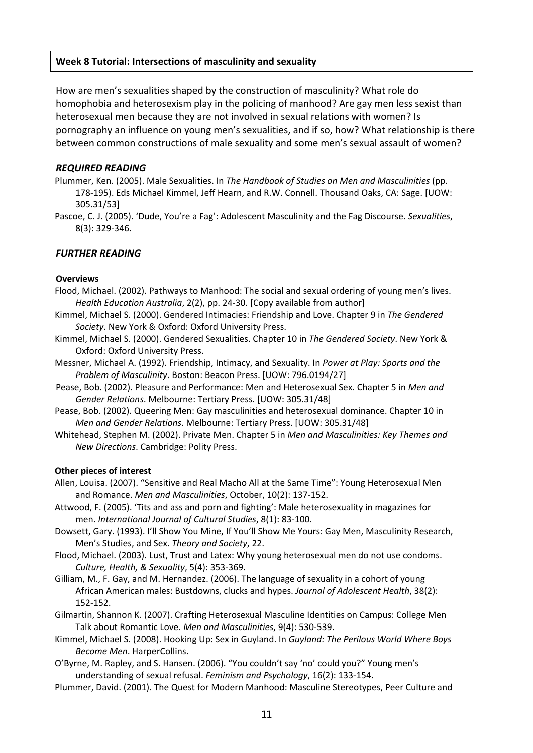**Week 8 Tutorial: Intersections of masculinity and sexuality**

How are men's sexualities shaped by the construction of masculinity? What role do homophobia and heterosexism play in the policing of manhood? Are gay men less sexist than heterosexual men because they are not involved in sexual relations with women? Is pornography an influence on young men's sexualities, and if so, how? What relationship is there between common constructions of male sexuality and some men's sexual assault of women?

### *REQUIRED READING*

Plummer, Ken. (2005). Male Sexualities. In *The Handbook of Studies on Men and Masculinities* (pp. 178-195). Eds Michael Kimmel, Jeff Hearn, and R.W. Connell. Thousand Oaks, CA: Sage. [UOW: 305.31/53]

Pascoe, C. J. (2005). 'Dude, You're a Fag': Adolescent Masculinity and the Fag Discourse. *Sexualities*, 8(3): 329-346.

### *FURTHER READING*

**Overviews**

Flood, Michael. (2002). Pathways to Manhood: The social and sexual ordering of young men's lives. *Health Education Australia*, 2(2), pp. 24-30. [Copy available from author]

Kimmel, Michael S. (2000). Gendered Intimacies: Friendship and Love. Chapter 9 in *The Gendered Society*. New York & Oxford: Oxford University Press.

Kimmel, Michael S. (2000). Gendered Sexualities. Chapter 10 in *The Gendered Society*. New York & Oxford: Oxford University Press.

Messner, Michael A. (1992). Friendship, Intimacy, and Sexuality. In *Power at Play: Sports and the Problem of Masculinity*. Boston: Beacon Press. [UOW: 796.0194/27]

Pease, Bob. (2002). Pleasure and Performance: Men and Heterosexual Sex. Chapter 5 in *Men and Gender Relations*. Melbourne: Tertiary Press. [UOW: 305.31/48]

Pease, Bob. (2002). Queering Men: Gay masculinities and heterosexual dominance. Chapter 10 in *Men and Gender Relations*. Melbourne: Tertiary Press. [UOW: 305.31/48]

Whitehead, Stephen M. (2002). Private Men. Chapter 5 in *Men and Masculinities: Key Themes and New Directions*. Cambridge: Polity Press.

**Other pieces of interest**

Allen, Louisa. (2007). "Sensitive and Real Macho All at the Same Time": Young Heterosexual Men and Romance. *Men and Masculinities*, October, 10(2): 137-152.

Attwood, F. (2005). 'Tits and ass and porn and fighting': Male heterosexuality in magazines for men. *International Journal of Cultural Studies*, 8(1): 83-100.

Dowsett, Gary. (1993). I'll Show You Mine, If You'll Show Me Yours: Gay Men, Masculinity Research, Men's Studies, and Sex. *Theory and Society*, 22.

Flood, Michael. (2003). Lust, Trust and Latex: Why young heterosexual men do not use condoms. *Culture, Health, & Sexuality*, 5(4): 353-369.

Gilliam, M., F. Gay, and M. Hernandez. (2006). The language of sexuality in a cohort of young African American males: Bustdowns, clucks and hypes. *Journal of Adolescent Health*, 38(2): 152-152.

Gilmartin, Shannon K. (2007). Crafting Heterosexual Masculine Identities on Campus: College Men Talk about Romantic Love. *Men and Masculinities*, 9(4): 530-539.

Kimmel, Michael S. (2008). Hooking Up: Sex in Guyland. In *Guyland: The Perilous World Where Boys Become Men*. HarperCollins.

O'Byrne, M. Rapley, and S. Hansen. (2006). "You couldn't say 'no' could you?" Young men's understanding of sexual refusal. *Feminism and Psychology*, 16(2): 133-154.

Plummer, David. (2001). The Quest for Modern Manhood: Masculine Stereotypes, Peer Culture and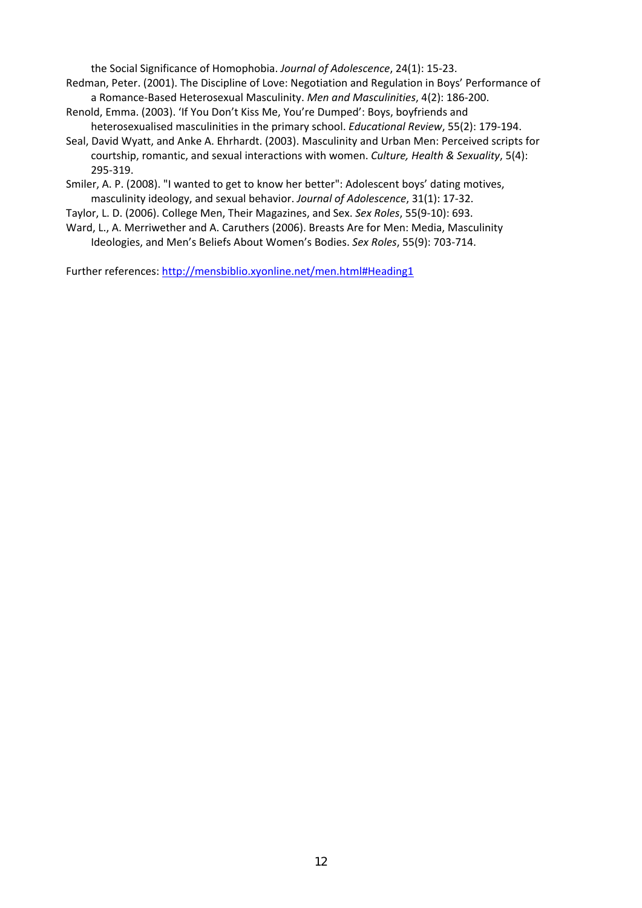the Social Significance of Homophobia. *Journal of Adolescence*, 24(1): 15-23.

Redman, Peter. (2001). The Discipline of Love: Negotiation and Regulation in Boys' Performance of a Romance-Based Heterosexual Masculinity. *Men and Masculinities*, 4(2): 186-200.

Renold, Emma. (2003). 'If You Don't Kiss Me, You're Dumped': Boys, boyfriends and heterosexualised masculinities in the primary school. *Educational Review*, 55(2): 179-194.

Seal, David Wyatt, and Anke A. Ehrhardt. (2003). Masculinity and Urban Men: Perceived scripts for courtship, romantic, and sexual interactions with women. *Culture, Health & Sexuality*, 5(4): 295-319.

Smiler, A. P. (2008). "I wanted to get to know her better": Adolescent boys' dating motives, masculinity ideology, and sexual behavior. *Journal of Adolescence*, 31(1): 17-32.

Taylor, L. D. (2006). College Men, Their Magazines, and Sex. *Sex Roles*, 55(9-10): 693.

Ward, L., A. Merriwether and A. Caruthers (2006). Breasts Are for Men: Media, Masculinity Ideologies, and Men's Beliefs About Women's Bodies. *Sex Roles*, 55(9): 703-714.

Further references: [http://mensbiblio.xyonline.net/men.html#Heading1](http://mensbiblio.xyonline.net/men.html#Heading1)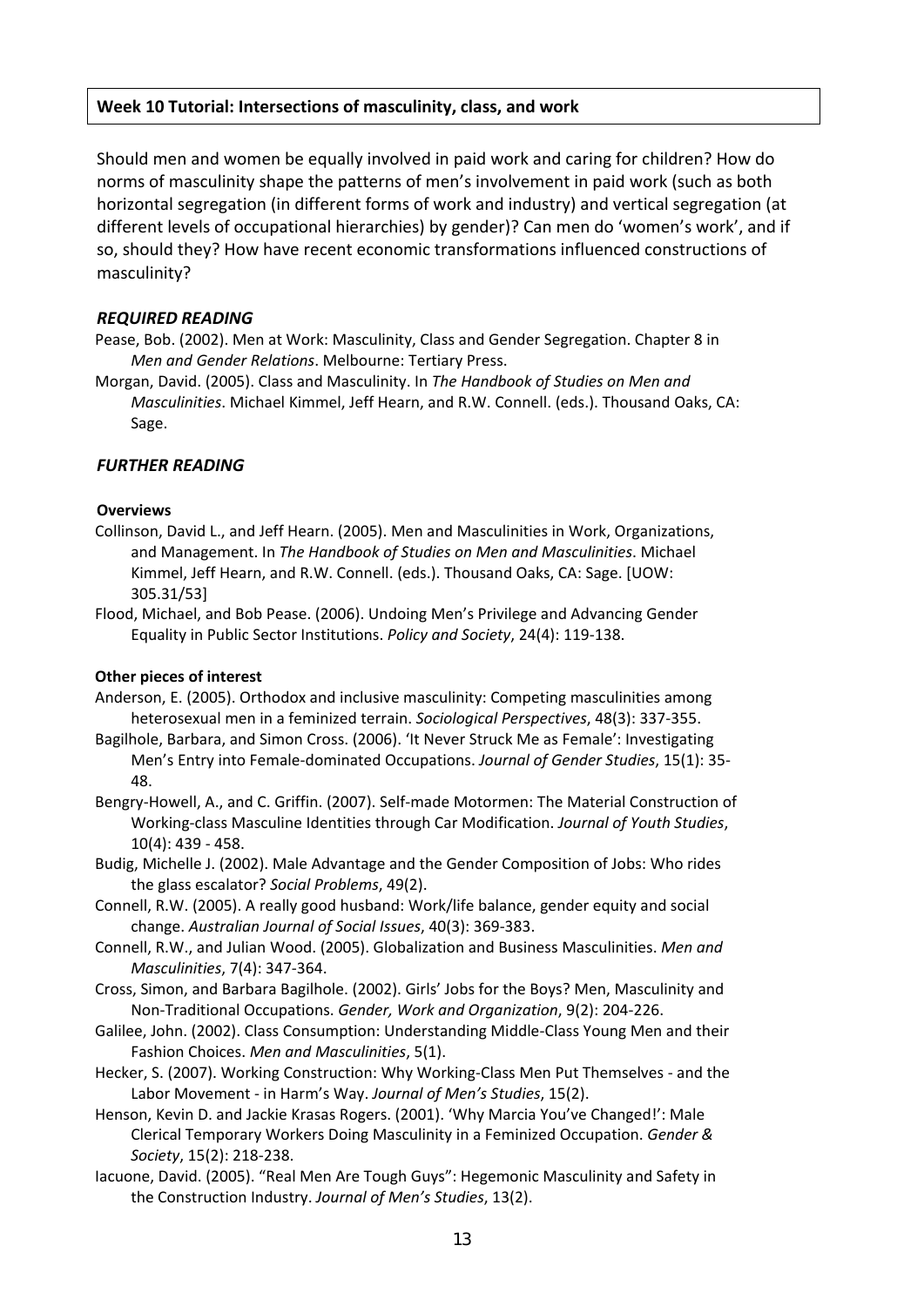**Week 10 Tutorial: Intersections of masculinity, class, and work**

Should men and women be equally involved in paid work and caring for children? How do norms of masculinity shape the patterns of men's involvement in paid work (such as both horizontal segregation (in different forms of work and industry) and vertical segregation (at different levels of occupational hierarchies) by gender)? Can men do 'women's work', and if so, should they? How have recent economic transformations influenced constructions of masculinity?

### *REQUIRED READING*

Pease, Bob. (2002). Men at Work: Masculinity, Class and Gender Segregation. Chapter 8 in *Men and Gender Relations*. Melbourne: Tertiary Press.

Morgan, David. (2005). Class and Masculinity. In *The Handbook of Studies on Men and Masculinities*. Michael Kimmel, Jeff Hearn, and R.W. Connell. (eds.). Thousand Oaks, CA: Sage.

### *FURTHER READING*

#### Overviews

Collinson, David L., and Jeff Hearn. (2005). Men and Masculinities in Work, Organizations, and Management. In *The Handbook of Studies on Men and Masculinities*. Michael Kimmel, Jeff Hearn, and R.W. Connell. (eds.). Thousand Oaks, CA: Sage. [UOW: 305.31/53]

Flood, Michael, and Bob Pease. (2006). Undoing Men's Privilege and Advancing Gender Equality in Public Sector Institutions. *Policy and Society*, 24(4): 119-138.

#### Other pieces of interest

Anderson, E. (2005). Orthodox and inclusive masculinity: Competing masculinities among heterosexual men in a feminized terrain. *Sociological Perspectives*, 48(3): 337-355.

Bagilhole, Barbara, and Simon Cross. (2006). 'It Never Struck Me as Female': Investigating Men's Entry into Female-dominated Occupations. *Journal of Gender Studies*, 15(1): 35-48.

Bengry-Howell, A., and C. Griffin. (2007). Self-made Motormen: The Material Construction of Working-class Masculine Identities through Car Modification. *Journal of Youth Studies*, 10(4): 439 - 458.

Budig, Michelle J. (2002). Male Advantage and the Gender Composition of Jobs: Who rides the glass escalator? *Social Problems*, 49(2).

Connell, R.W. (2005). A really good husband: Work/life balance, gender equity and social change. *Australian Journal of Social Issues*, 40(3): 369-383.

Connell, R.W., and Julian Wood. (2005). Globalization and Business Masculinities. *Men and Masculinities*, 7(4): 347-364.

Cross, Simon, and Barbara Bagilhole. (2002). Girls' Jobs for the Boys? Men, Masculinity and Non-Traditional Occupations. *Gender, Work and Organization*, 9(2): 204-226.

Galilee, John. (2002). Class Consumption: Understanding Middle-Class Young Men and their Fashion Choices. *Men and Masculinities*, 5(1).

Hecker, S. (2007). Working Construction: Why Working-Class Men Put Themselves - and the Labor Movement - in Harm's Way. *Journal of Men's Studies*, 15(2).

Henson, Kevin D. and Jackie Krasas Rogers. (2001). 'Why Marcia You've Changed!': Male Clerical Temporary Workers Doing Masculinity in a Feminized Occupation. *Gender & Society*, 15(2): 218-238.

Iacuone, David. (2005). "Real Men Are Tough Guys": Hegemonic Masculinity and Safety in the Construction Industry. *Journal of Men's Studies*, 13(2).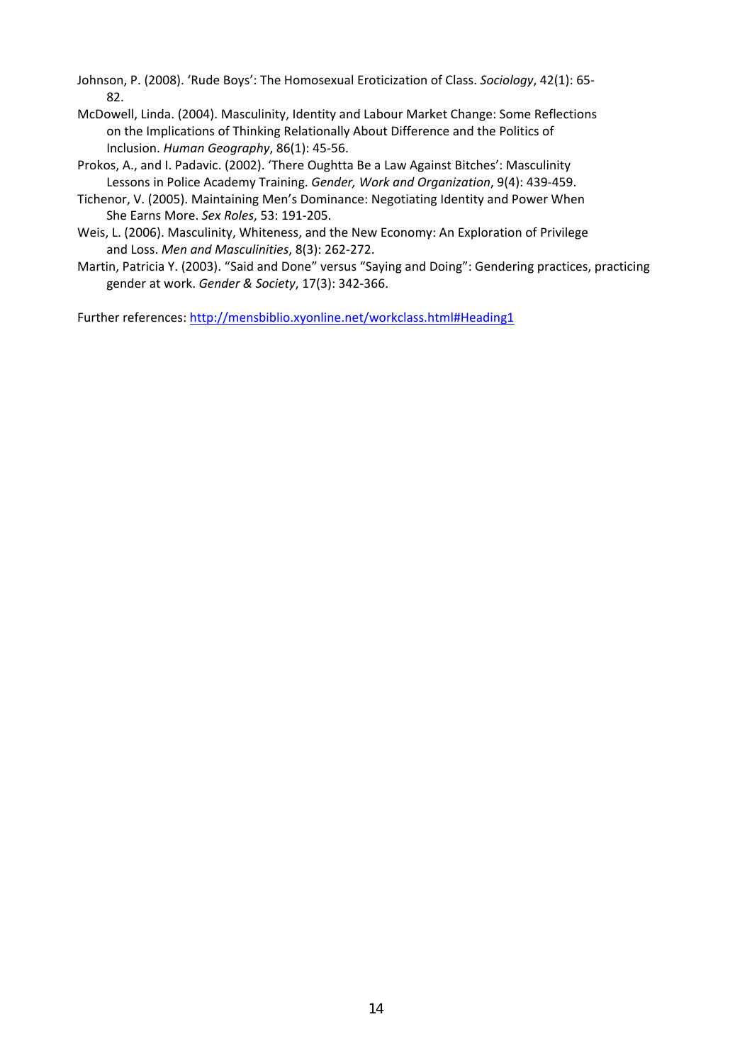Johnson, P. (2008). 'Rude Boys': The Homosexual Eroticization of Class. *Sociology*, 42(1): 65-82.

McDowell, Linda. (2004). Masculinity, Identity and Labour Market Change: Some Reflections on the Implications of Thinking Relationally About Difference and the Politics of Inclusion. *Human Geography*, 86(1): 45-56.

Prokos, A., and I. Padavic. (2002). 'There Oughtta Be a Law Against Bitches': Masculinity Lessons in Police Academy Training. *Gender, Work and Organization*, 9(4): 439-459.

Tichenor, V. (2005). Maintaining Men's Dominance: Negotiating Identity and Power When She Earns More. *Sex Roles*, 53: 191-205.

Weis, L. (2006). Masculinity, Whiteness, and the New Economy: An Exploration of Privilege and Loss. *Men and Masculinities*, 8(3): 262-272.

Martin, Patricia Y. (2003). "Said and Done" versus "Saying and Doing": Gendering practices, practicing gender at work. *Gender & Society*, 17(3): 342-366.

Further references: [http://mensbiblio.xyonline.net/workclass.html#Heading1](http://mensbiblio.xyonline.net/workclass.html#Heading1)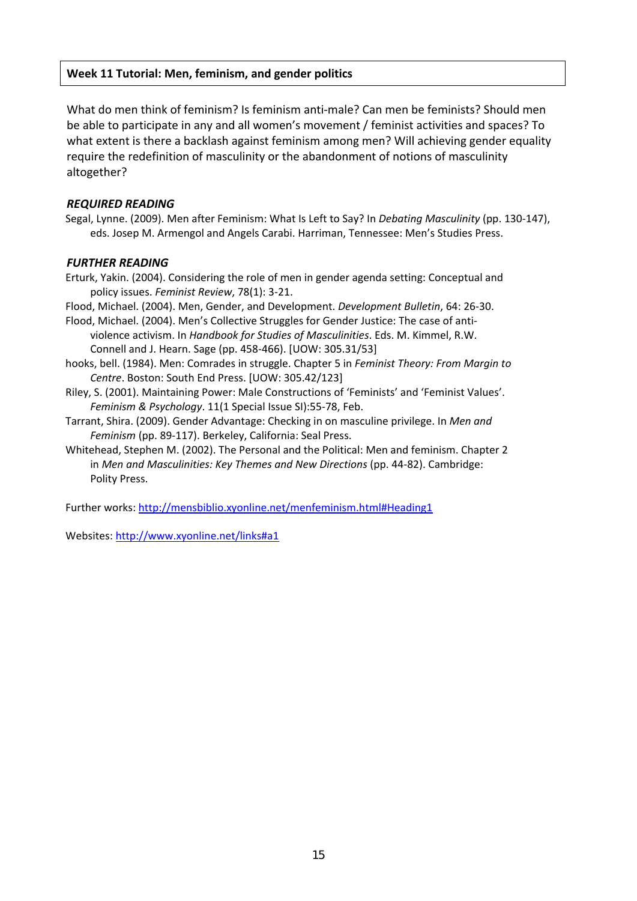**Week 11 Tutorial: Men, feminism, and gender politics**

What do men think of feminism? Is feminism anti-male? Can men be feminists? Should men be able to participate in any and all women's movement / feminist activities and spaces? To what extent is there a backlash against feminism among men? Will achieving gender equality require the redefinition of masculinity or the abandonment of notions of masculinity altogether?

### *REQUIRED READING*

Segal, Lynne. (2009). Men after Feminism: What Is Left to Say? In *Debating Masculinity* (pp. 130-147), eds. Josep M. Armengol and Angels Carabi. Harriman, Tennessee: Men's Studies Press.

### *FURTHER READING*

Erturk, Yakin. (2004). Considering the role of men in gender agenda setting: Conceptual and policy issues. *Feminist Review*, 78(1): 3-21.

Flood, Michael. (2004). Men, Gender, and Development. *Development Bulletin*, 64: 26-30.

Flood, Michael. (2004). Men's Collective Struggles for Gender Justice: The case of anti-violence activism. In *Handbook for Studies of Masculinities*. Eds. M. Kimmel, R.W. Connell and J. Hearn. Sage (pp. 458-466). [UOW: 305.31/53]

hooks, bell. (1984). Men: Comrades in struggle. Chapter 5 in *Feminist Theory: From Margin to Centre*. Boston: South End Press. [UOW: 305.42/123]

Riley, S. (2001). Maintaining Power: Male Constructions of 'Feminists' and 'Feminist Values'. *Feminism & Psychology*. 11(1 Special Issue SI):55-78, Feb.

Tarrant, Shira. (2009). Gender Advantage: Checking in on masculine privilege. In *Men and Feminism* (pp. 89-117). Berkeley, California: Seal Press.

Whitehead, Stephen M. (2002). The Personal and the Political: Men and feminism. Chapter 2 in *Men and Masculinities: Key Themes and New Directions* (pp. 44-82). Cambridge: Polity Press.

Further works: http://mensbiblio.xyonline.net/menfeminism.html#Heading1

Websites: http://www.xyonline.net/links#a1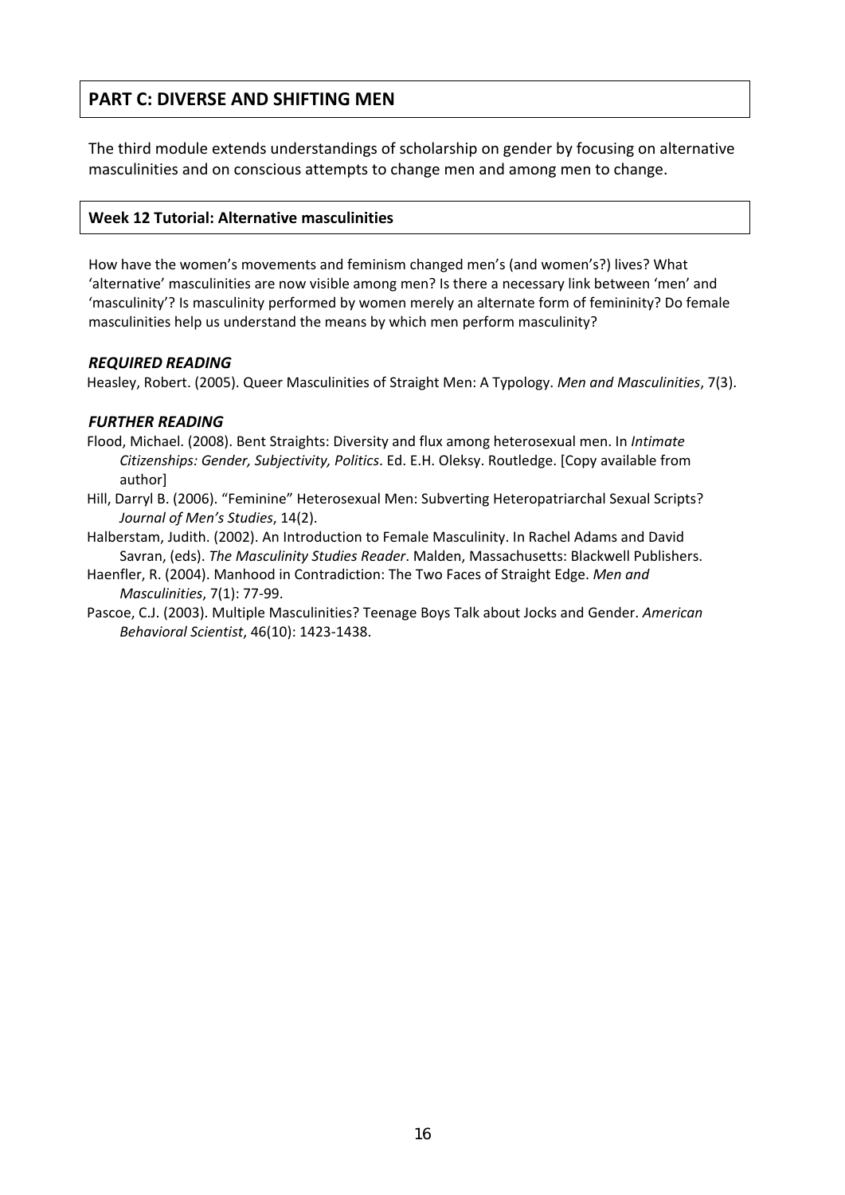## PART C: DIVERSE AND SHIFTING MEN

The third module extends understandings of scholarship on gender by focusing on alternative masculinities and on conscious attempts to change men and among men to change.

### Week 12 Tutorial: Alternative masculinities

How have the women's movements and feminism changed men's (and women's?) lives? What 'alternative' masculinities are now visible among men? Is there a necessary link between 'men' and 'masculinity'? Is masculinity performed by women merely an alternate form of femininity? Do female masculinities help us understand the means by which men perform masculinity?

#### *REQUIRED READING*

Heasley, Robert. (2005). Queer Masculinities of Straight Men: A Typology. *Men and Masculinities*, 7(3).

#### *FURTHER READING*

Flood, Michael. (2008). Bent Straights: Diversity and flux among heterosexual men. In *Intimate Citizenships: Gender, Subjectivity, Politics*. Ed. E.H. Oleksy. Routledge. [Copy available from author]

Hill, Darryl B. (2006). "Feminine" Heterosexual Men: Subverting Heteropatriarchal Sexual Scripts? *Journal of Men's Studies*, 14(2).

Halberstam, Judith. (2002). An Introduction to Female Masculinity. In Rachel Adams and David Savran, (eds). *The Masculinity Studies Reader*. Malden, Massachusetts: Blackwell Publishers.

Haenfler, R. (2004). Manhood in Contradiction: The Two Faces of Straight Edge. *Men and Masculinities*, 7(1): 77-99.

Pascoe, C.J. (2003). Multiple Masculinities? Teenage Boys Talk about Jocks and Gender. *American Behavioral Scientist*, 46(10): 1423-1438.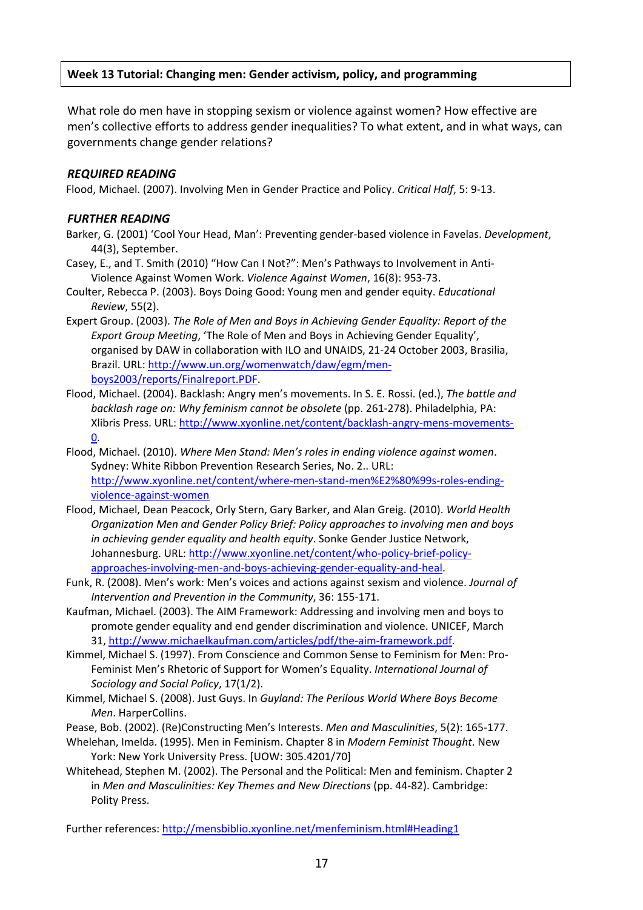## Week 13 Tutorial: Changing men: Gender activism, policy, and programming

What role do men have in stopping sexism or violence against women? How effective are men's collective efforts to address gender inequalities? To what extent, and in what ways, can governments change gender relations?

### *REQUIRED READING*

Flood, Michael. (2007). Involving Men in Gender Practice and Policy. *Critical Half*, 5: 9-13.

### *FURTHER READING*

Barker, G. (2001) 'Cool Your Head, Man': Preventing gender-based violence in Favelas. *Development*, 44(3), September.

Casey, E., and T. Smith (2010) "How Can I Not?": Men's Pathways to Involvement in Anti-Violence Against Women Work. *Violence Against Women*, 16(8): 953-73.

Coulter, Rebecca P. (2003). Boys Doing Good: Young men and gender equity. *Educational Review*, 55(2).

Expert Group. (2003). *The Role of Men and Boys in Achieving Gender Equality: Report of the Export Group Meeting*, 'The Role of Men and Boys in Achieving Gender Equality', organised by DAW in collaboration with ILO and UNAIDS, 21-24 October 2003, Brasilia, Brazil. URL: http://www.un.org/womenwatch/daw/egm/men-boys2003/reports/Finalreport.PDF.

Flood, Michael. (2004). Backlash: Angry men's movements. In S. E. Rossi. (ed.), *The battle and backlash rage on: Why feminism cannot be obsolete* (pp. 261-278). Philadelphia, PA: Xlibris Press. URL: http://www.xyonline.net/content/backlash-angry-mens-movements-0.

Flood, Michael. (2010). *Where Men Stand: Men's roles in ending violence against women*. Sydney: White Ribbon Prevention Research Series, No. 2.. URL: http://www.xyonline.net/content/where-men-stand-men%E2%80%99s-roles-ending-violence-against-women

Flood, Michael, Dean Peacock, Orly Stern, Gary Barker, and Alan Greig. (2010). *World Health Organization Men and Gender Policy Brief: Policy approaches to involving men and boys in achieving gender equality and health equity*. Sonke Gender Justice Network, Johannesburg. URL: http://www.xyonline.net/content/who-policy-brief-policy-approaches-involving-men-and-boys-achieving-gender-equality-and-heal.

Funk, R. (2008). Men's work: Men's voices and actions against sexism and violence. *Journal of Intervention and Prevention in the Community*, 36: 155-171.

Kaufman, Michael. (2003). The AIM Framework: Addressing and involving men and boys to promote gender equality and end gender discrimination and violence. UNICEF, March 31, http://www.michaelkaufman.com/articles/pdf/the-aim-framework.pdf.

Kimmel, Michael S. (1997). From Conscience and Common Sense to Feminism for Men: Pro-Feminist Men's Rhetoric of Support for Women's Equality. *International Journal of Sociology and Social Policy*, 17(1/2).

Kimmel, Michael S. (2008). Just Guys. In *Guyland: The Perilous World Where Boys Become Men*. HarperCollins.

Pease, Bob. (2002). (Re)Constructing Men's Interests. *Men and Masculinities*, 5(2): 165-177.

Whelehan, Imelda. (1995). Men in Feminism. Chapter 8 in *Modern Feminist Thought*. New York: New York University Press. [UOW: 305.4201/70]

Whitehead, Stephen M. (2002). The Personal and the Political: Men and feminism. Chapter 2 in *Men and Masculinities: Key Themes and New Directions* (pp. 44-82). Cambridge: Polity Press.

Further references: http://mensbiblio.xyonline.net/menfeminism.html#Heading1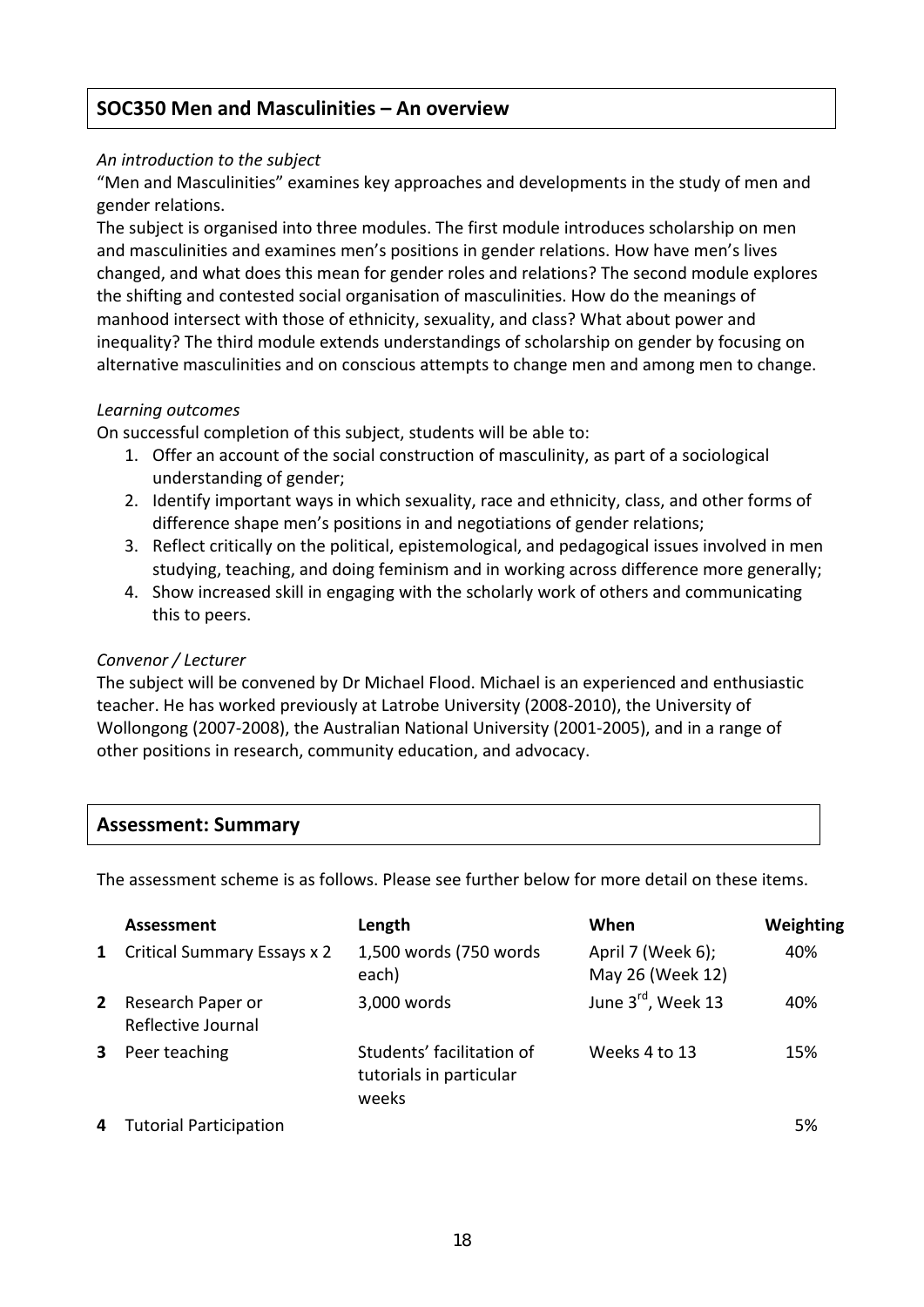## SOC350 Men and Masculinities – An overview

*An introduction to the subject*

“Men and Masculinities” examines key approaches and developments in the study of men and gender relations.

The subject is organised into three modules. The first module introduces scholarship on men and masculinities and examines men’s positions in gender relations. How have men’s lives changed, and what does this mean for gender roles and relations? The second module explores the shifting and contested social organisation of masculinities. How do the meanings of manhood intersect with those of ethnicity, sexuality, and class? What about power and inequality? The third module extends understandings of scholarship on gender by focusing on alternative masculinities and on conscious attempts to change men and among men to change.

*Learning outcomes*

On successful completion of this subject, students will be able to:

1. Offer an account of the social construction of masculinity, as part of a sociological understanding of gender;
2. Identify important ways in which sexuality, race and ethnicity, class, and other forms of difference shape men’s positions in and negotiations of gender relations;
3. Reflect critically on the political, epistemological, and pedagogical issues involved in men studying, teaching, and doing feminism and in working across difference more generally;
4. Show increased skill in engaging with the scholarly work of others and communicating this to peers.

*Convenor / Lecturer*

The subject will be convened by Dr Michael Flood. Michael is an experienced and enthusiastic teacher. He has worked previously at Latrobe University (2008-2010), the University of Wollongong (2007-2008), the Australian National University (2001-2005), and in a range of other positions in research, community education, and advocacy.

## Assessment: Summary

The assessment scheme is as follows. Please see further below for more detail on these items.

| | Assessment | Length | When | Weighting |
|---|---|---|---|---|
| 1 | Critical Summary Essays x 2 | 1,500 words (750 words each) | April 7 (Week 6); May 26 (Week 12) | 40% |
| 2 | Research Paper or Reflective Journal | 3,000 words | June 3rd, Week 13 | 40% |
| 3 | Peer teaching | Students’ facilitation of tutorials in particular weeks | Weeks 4 to 13 | 15% |
| 4 | Tutorial Participation | | | 5% |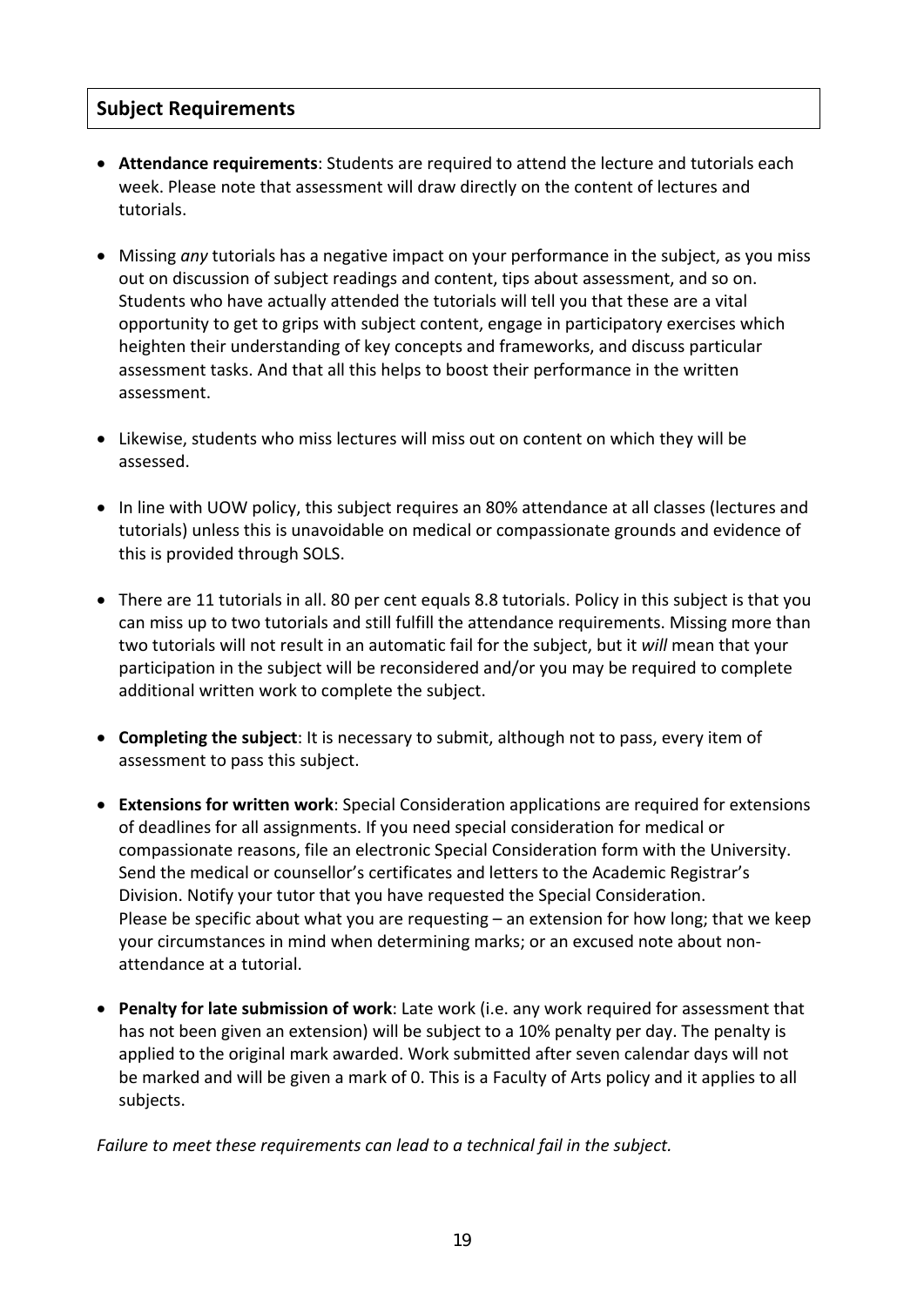## Subject Requirements

- **Attendance requirements**: Students are required to attend the lecture and tutorials each week. Please note that assessment will draw directly on the content of lectures and tutorials.

- Missing *any* tutorials has a negative impact on your performance in the subject, as you miss out on discussion of subject readings and content, tips about assessment, and so on. Students who have actually attended the tutorials will tell you that these are a vital opportunity to get to grips with subject content, engage in participatory exercises which heighten their understanding of key concepts and frameworks, and discuss particular assessment tasks. And that all this helps to boost their performance in the written assessment.

- Likewise, students who miss lectures will miss out on content on which they will be assessed.

- In line with UOW policy, this subject requires an 80% attendance at all classes (lectures and tutorials) unless this is unavoidable on medical or compassionate grounds and evidence of this is provided through SOLS.

- There are 11 tutorials in all. 80 per cent equals 8.8 tutorials. Policy in this subject is that you can miss up to two tutorials and still fulfill the attendance requirements. Missing more than two tutorials will not result in an automatic fail for the subject, but it *will* mean that your participation in the subject will be reconsidered and/or you may be required to complete additional written work to complete the subject.

- **Completing the subject**: It is necessary to submit, although not to pass, every item of assessment to pass this subject.

- **Extensions for written work**: Special Consideration applications are required for extensions of deadlines for all assignments. If you need special consideration for medical or compassionate reasons, file an electronic Special Consideration form with the University. Send the medical or counsellor's certificates and letters to the Academic Registrar's Division. Notify your tutor that you have requested the Special Consideration.
  Please be specific about what you are requesting – an extension for how long; that we keep your circumstances in mind when determining marks; or an excused note about non-attendance at a tutorial.

- **Penalty for late submission of work**: Late work (i.e. any work required for assessment that has not been given an extension) will be subject to a 10% penalty per day. The penalty is applied to the original mark awarded. Work submitted after seven calendar days will not be marked and will be given a mark of 0. This is a Faculty of Arts policy and it applies to all subjects.

*Failure to meet these requirements can lead to a technical fail in the subject.*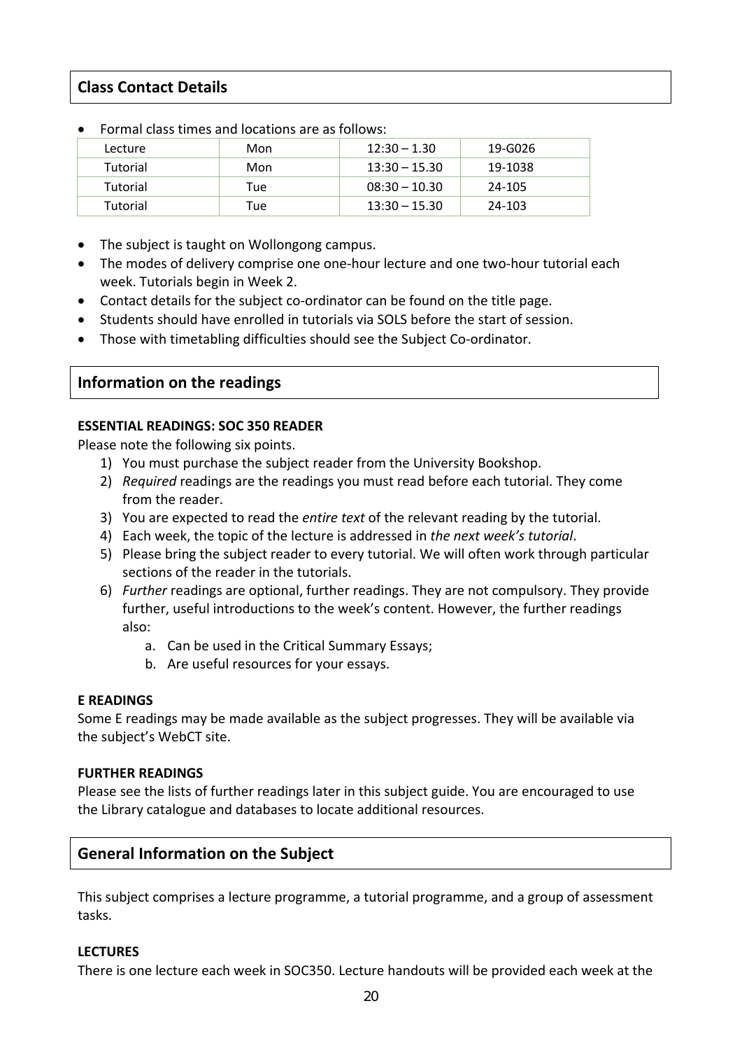## Class Contact Details

- Formal class times and locations are as follows:

| Lecture | Mon | 12:30 – 1.30 | 19-G026 |
|---|---|---|---|
| Tutorial | Mon | 13:30 – 15.30 | 19-1038 |
| Tutorial | Tue | 08:30 – 10.30 | 24-105 |
| Tutorial | Tue | 13:30 – 15.30 | 24-103 |

- The subject is taught on Wollongong campus.
- The modes of delivery comprise one one-hour lecture and one two-hour tutorial each week. Tutorials begin in Week 2.
- Contact details for the subject co-ordinator can be found on the title page.
- Students should have enrolled in tutorials via SOLS before the start of session.
- Those with timetabling difficulties should see the Subject Co-ordinator.

## Information on the readings

**ESSENTIAL READINGS: SOC 350 READER**

Please note the following six points.

1) You must purchase the subject reader from the University Bookshop.
2) *Required* readings are the readings you must read before each tutorial. They come from the reader.
3) You are expected to read the *entire text* of the relevant reading by the tutorial.
4) Each week, the topic of the lecture is addressed in *the next week's tutorial*.
5) Please bring the subject reader to every tutorial. We will often work through particular sections of the reader in the tutorials.
6) *Further* readings are optional, further readings. They are not compulsory. They provide further, useful introductions to the week's content. However, the further readings also:
   a. Can be used in the Critical Summary Essays;
   b. Are useful resources for your essays.

**E READINGS**

Some E readings may be made available as the subject progresses. They will be available via the subject's WebCT site.

**FURTHER READINGS**

Please see the lists of further readings later in this subject guide. You are encouraged to use the Library catalogue and databases to locate additional resources.

## General Information on the Subject

This subject comprises a lecture programme, a tutorial programme, and a group of assessment tasks.

**LECTURES**

There is one lecture each week in SOC350. Lecture handouts will be provided each week at the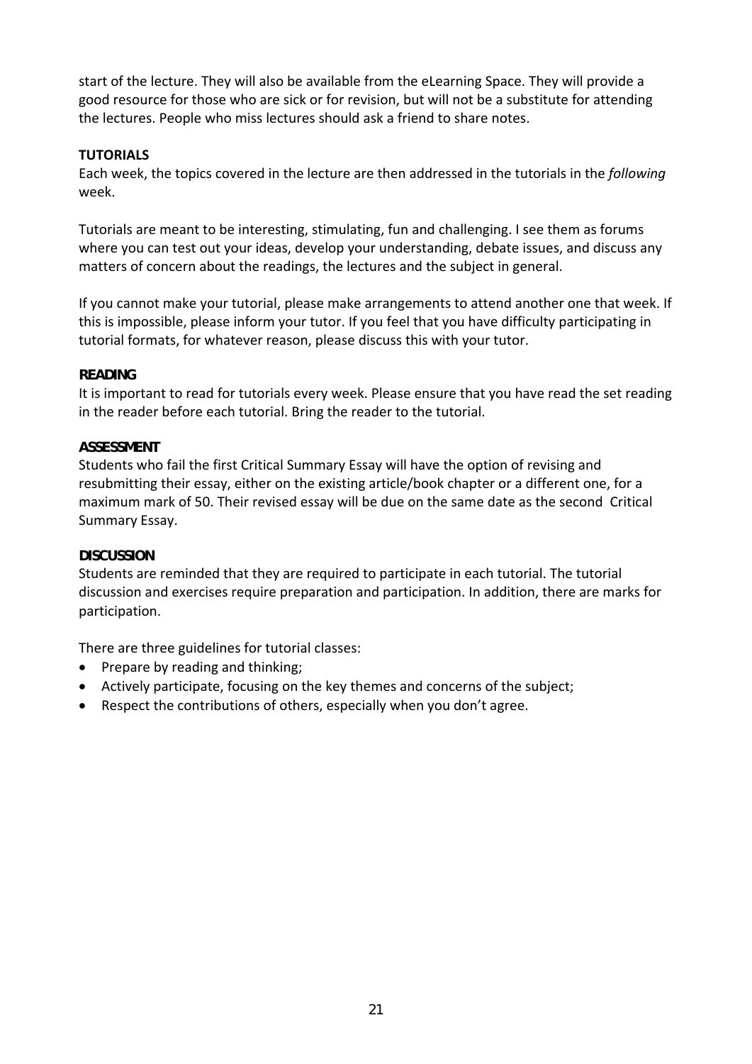start of the lecture. They will also be available from the eLearning Space. They will provide a good resource for those who are sick or for revision, but will not be a substitute for attending the lectures. People who miss lectures should ask a friend to share notes.

**TUTORIALS**

Each week, the topics covered in the lecture are then addressed in the tutorials in the *following* week.

Tutorials are meant to be interesting, stimulating, fun and challenging. I see them as forums where you can test out your ideas, develop your understanding, debate issues, and discuss any matters of concern about the readings, the lectures and the subject in general.

If you cannot make your tutorial, please make arrangements to attend another one that week. If this is impossible, please inform your tutor. If you feel that you have difficulty participating in tutorial formats, for whatever reason, please discuss this with your tutor.

**READING**

It is important to read for tutorials every week. Please ensure that you have read the set reading in the reader before each tutorial. Bring the reader to the tutorial.

**ASSESSMENT**

Students who fail the first Critical Summary Essay will have the option of revising and resubmitting their essay, either on the existing article/book chapter or a different one, for a maximum mark of 50. Their revised essay will be due on the same date as the second Critical Summary Essay.

**DISCUSSION**

Students are reminded that they are required to participate in each tutorial. The tutorial discussion and exercises require preparation and participation. In addition, there are marks for participation.

There are three guidelines for tutorial classes:

- Prepare by reading and thinking;
- Actively participate, focusing on the key themes and concerns of the subject;
- Respect the contributions of others, especially when you don't agree.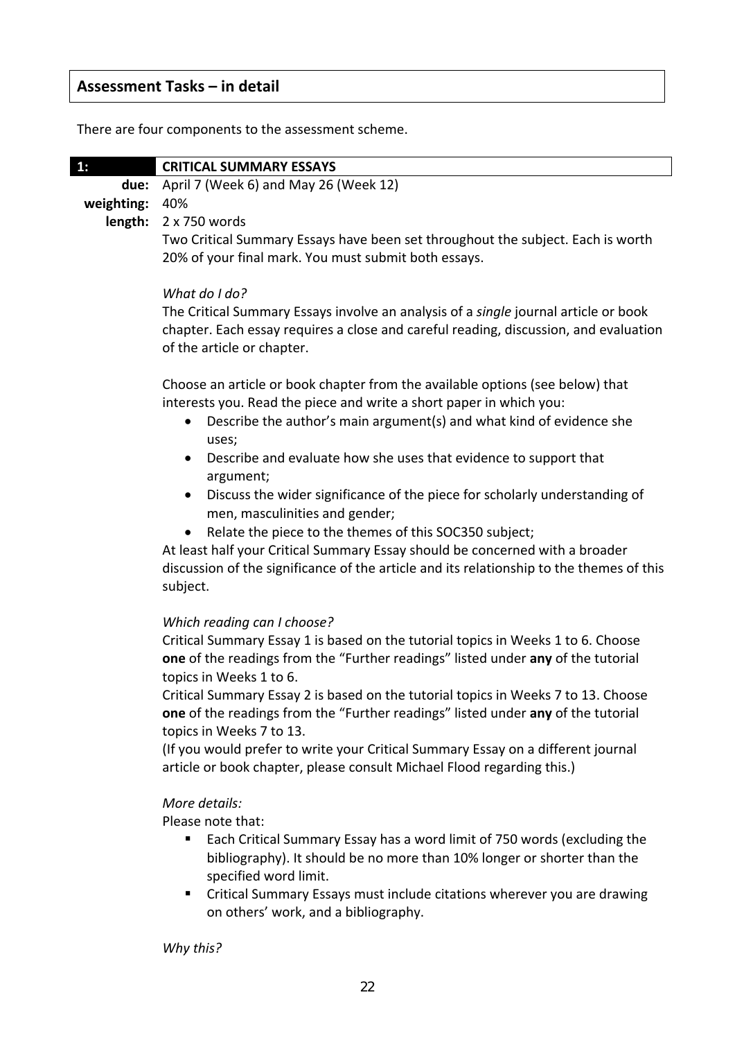## Assessment Tasks – in detail

There are four components to the assessment scheme.

### 1: CRITICAL SUMMARY ESSAYS

**due:** April 7 (Week 6) and May 26 (Week 12)

**weighting:** 40%

**length:** 2 x 750 words

Two Critical Summary Essays have been set throughout the subject. Each is worth 20% of your final mark. You must submit both essays.

*What do I do?*

The Critical Summary Essays involve an analysis of a *single* journal article or book chapter. Each essay requires a close and careful reading, discussion, and evaluation of the article or chapter.

Choose an article or book chapter from the available options (see below) that interests you. Read the piece and write a short paper in which you:

- Describe the author's main argument(s) and what kind of evidence she uses;
- Describe and evaluate how she uses that evidence to support that argument;
- Discuss the wider significance of the piece for scholarly understanding of men, masculinities and gender;
- Relate the piece to the themes of this SOC350 subject;

At least half your Critical Summary Essay should be concerned with a broader discussion of the significance of the article and its relationship to the themes of this subject.

*Which reading can I choose?*

Critical Summary Essay 1 is based on the tutorial topics in Weeks 1 to 6. Choose **one** of the readings from the "Further readings" listed under **any** of the tutorial topics in Weeks 1 to 6.

Critical Summary Essay 2 is based on the tutorial topics in Weeks 7 to 13. Choose **one** of the readings from the "Further readings" listed under **any** of the tutorial topics in Weeks 7 to 13.

(If you would prefer to write your Critical Summary Essay on a different journal article or book chapter, please consult Michael Flood regarding this.)

*More details:*

Please note that:

- Each Critical Summary Essay has a word limit of 750 words (excluding the bibliography). It should be no more than 10% longer or shorter than the specified word limit.
- Critical Summary Essays must include citations wherever you are drawing on others' work, and a bibliography.

*Why this?*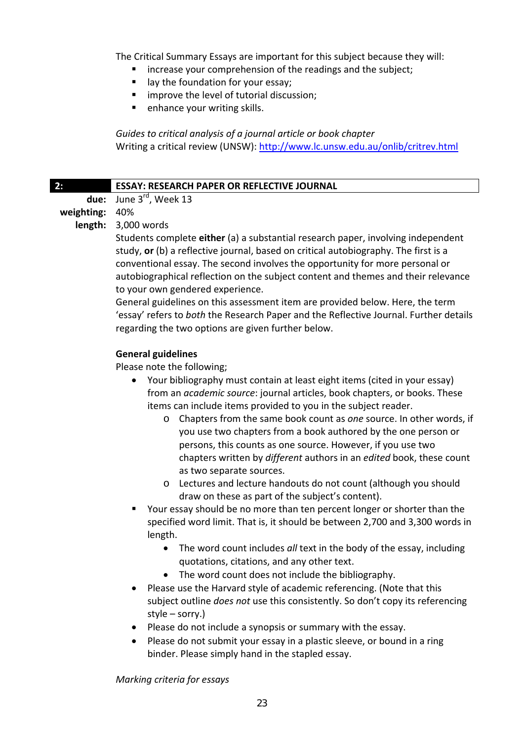The Critical Summary Essays are important for this subject because they will:

- increase your comprehension of the readings and the subject;
- lay the foundation for your essay;
- improve the level of tutorial discussion;
- enhance your writing skills.

*Guides to critical analysis of a journal article or book chapter*
Writing a critical review (UNSW): [http://www.lc.unsw.edu.au/onlib/critrev.html](http://www.lc.unsw.edu.au/onlib/critrev.html)

## 2: ESSAY: RESEARCH PAPER OR REFLECTIVE JOURNAL

**due:** June 3rd, Week 13
**weighting:** 40%
**length:** 3,000 words

Students complete **either** (a) a substantial research paper, involving independent study, **or** (b) a reflective journal, based on critical autobiography. The first is a conventional essay. The second involves the opportunity for more personal or autobiographical reflection on the subject content and themes and their relevance to your own gendered experience.

General guidelines on this assessment item are provided below. Here, the term 'essay' refers to *both* the Research Paper and the Reflective Journal. Further details regarding the two options are given further below.

**General guidelines**

Please note the following;

- Your bibliography must contain at least eight items (cited in your essay) from an *academic source*: journal articles, book chapters, or books. These items can include items provided to you in the subject reader.
  - Chapters from the same book count as *one* source. In other words, if you use two chapters from a book authored by the one person or persons, this counts as one source. However, if you use two chapters written by *different* authors in an *edited* book, these count as two separate sources.
  - Lectures and lecture handouts do not count (although you should draw on these as part of the subject's content).
- Your essay should be no more than ten percent longer or shorter than the specified word limit. That is, it should be between 2,700 and 3,300 words in length.
  - The word count includes *all* text in the body of the essay, including quotations, citations, and any other text.
  - The word count does not include the bibliography.
- Please use the Harvard style of academic referencing. (Note that this subject outline *does not* use this consistently. So don't copy its referencing style – sorry.)
- Please do not include a synopsis or summary with the essay.
- Please do not submit your essay in a plastic sleeve, or bound in a ring binder. Please simply hand in the stapled essay.

*Marking criteria for essays*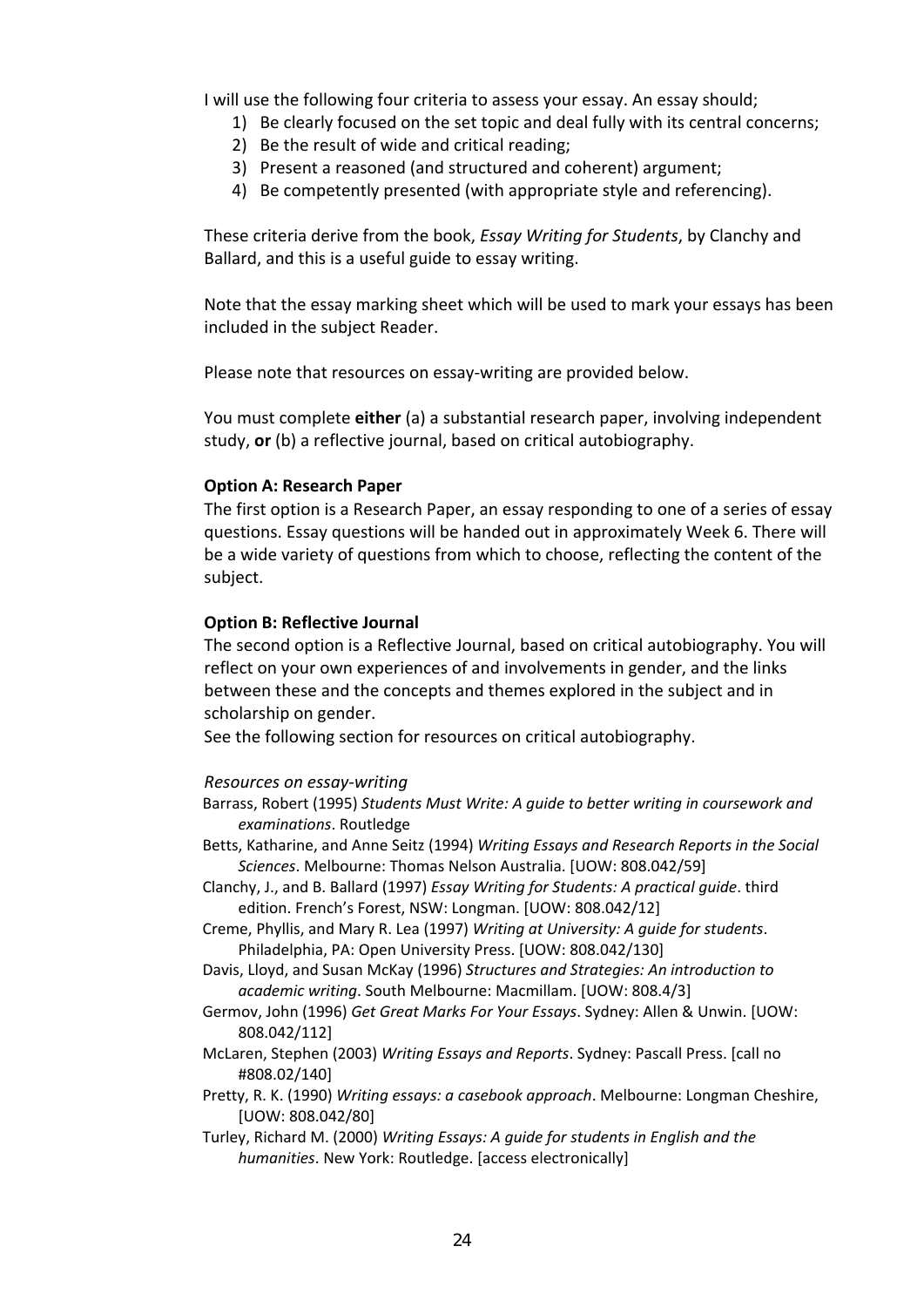I will use the following four criteria to assess your essay. An essay should;

1) Be clearly focused on the set topic and deal fully with its central concerns;
2) Be the result of wide and critical reading;
3) Present a reasoned (and structured and coherent) argument;
4) Be competently presented (with appropriate style and referencing).

These criteria derive from the book, *Essay Writing for Students*, by Clanchy and Ballard, and this is a useful guide to essay writing.

Note that the essay marking sheet which will be used to mark your essays has been included in the subject Reader.

Please note that resources on essay-writing are provided below.

You must complete **either** (a) a substantial research paper, involving independent study, **or** (b) a reflective journal, based on critical autobiography.

**Option A: Research Paper**

The first option is a Research Paper, an essay responding to one of a series of essay questions. Essay questions will be handed out in approximately Week 6. There will be a wide variety of questions from which to choose, reflecting the content of the subject.

**Option B: Reflective Journal**

The second option is a Reflective Journal, based on critical autobiography. You will reflect on your own experiences of and involvements in gender, and the links between these and the concepts and themes explored in the subject and in scholarship on gender.

See the following section for resources on critical autobiography.

*Resources on essay-writing*

Barrass, Robert (1995) *Students Must Write: A guide to better writing in coursework and examinations*. Routledge

Betts, Katharine, and Anne Seitz (1994) *Writing Essays and Research Reports in the Social Sciences*. Melbourne: Thomas Nelson Australia. [UOW: 808.042/59]

Clanchy, J., and B. Ballard (1997) *Essay Writing for Students: A practical guide*. third edition. French's Forest, NSW: Longman. [UOW: 808.042/12]

Creme, Phyllis, and Mary R. Lea (1997) *Writing at University: A guide for students*. Philadelphia, PA: Open University Press. [UOW: 808.042/130]

Davis, Lloyd, and Susan McKay (1996) *Structures and Strategies: An introduction to academic writing*. South Melbourne: Macmillam. [UOW: 808.4/3]

Germov, John (1996) *Get Great Marks For Your Essays*. Sydney: Allen & Unwin. [UOW: 808.042/112]

McLaren, Stephen (2003) *Writing Essays and Reports*. Sydney: Pascall Press. [call no #808.02/140]

Pretty, R. K. (1990) *Writing essays: a casebook approach*. Melbourne: Longman Cheshire, [UOW: 808.042/80]

Turley, Richard M. (2000) *Writing Essays: A guide for students in English and the humanities*. New York: Routledge. [access electronically]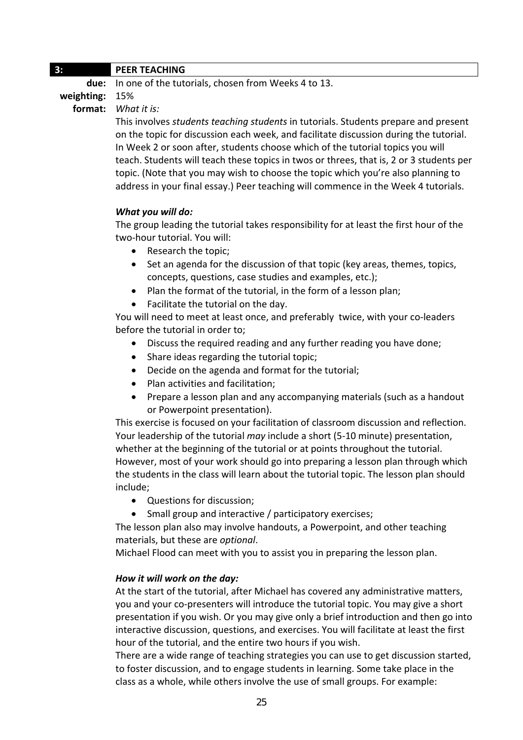## 3: PEER TEACHING

**due:** In one of the tutorials, chosen from Weeks 4 to 13.

**weighting:** 15%

**format:** *What it is:*

This involves *students teaching students* in tutorials. Students prepare and present on the topic for discussion each week, and facilitate discussion during the tutorial. In Week 2 or soon after, students choose which of the tutorial topics you will teach. Students will teach these topics in twos or threes, that is, 2 or 3 students per topic. (Note that you may wish to choose the topic which you're also planning to address in your final essay.) Peer teaching will commence in the Week 4 tutorials.

***What you will do:***

The group leading the tutorial takes responsibility for at least the first hour of the two-hour tutorial. You will:

- Research the topic;
- Set an agenda for the discussion of that topic (key areas, themes, topics, concepts, questions, case studies and examples, etc.);
- Plan the format of the tutorial, in the form of a lesson plan;
- Facilitate the tutorial on the day.

You will need to meet at least once, and preferably twice, with your co-leaders before the tutorial in order to;

- Discuss the required reading and any further reading you have done;
- Share ideas regarding the tutorial topic;
- Decide on the agenda and format for the tutorial;
- Plan activities and facilitation;
- Prepare a lesson plan and any accompanying materials (such as a handout or Powerpoint presentation).

This exercise is focused on your facilitation of classroom discussion and reflection. Your leadership of the tutorial *may* include a short (5-10 minute) presentation, whether at the beginning of the tutorial or at points throughout the tutorial. However, most of your work should go into preparing a lesson plan through which the students in the class will learn about the tutorial topic. The lesson plan should include;

- Questions for discussion;
- Small group and interactive / participatory exercises;

The lesson plan also may involve handouts, a Powerpoint, and other teaching materials, but these are *optional*.

Michael Flood can meet with you to assist you in preparing the lesson plan.

***How it will work on the day:***

At the start of the tutorial, after Michael has covered any administrative matters, you and your co-presenters will introduce the tutorial topic. You may give a short presentation if you wish. Or you may give only a brief introduction and then go into interactive discussion, questions, and exercises. You will facilitate at least the first hour of the tutorial, and the entire two hours if you wish.

There are a wide range of teaching strategies you can use to get discussion started, to foster discussion, and to engage students in learning. Some take place in the class as a whole, while others involve the use of small groups. For example: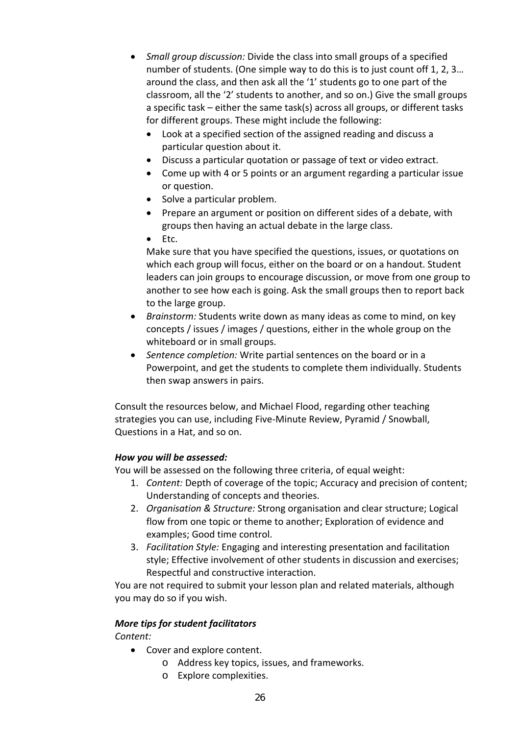- *Small group discussion:* Divide the class into small groups of a specified number of students. (One simple way to do this is to just count off 1, 2, 3… around the class, and then ask all the '1' students go to one part of the classroom, all the '2' students to another, and so on.) Give the small groups a specific task – either the same task(s) across all groups, or different tasks for different groups. These might include the following:
  - Look at a specified section of the assigned reading and discuss a particular question about it.
  - Discuss a particular quotation or passage of text or video extract.
  - Come up with 4 or 5 points or an argument regarding a particular issue or question.
  - Solve a particular problem.
  - Prepare an argument or position on different sides of a debate, with groups then having an actual debate in the large class.
  - Etc.

  Make sure that you have specified the questions, issues, or quotations on which each group will focus, either on the board or on a handout. Student leaders can join groups to encourage discussion, or move from one group to another to see how each is going. Ask the small groups then to report back to the large group.
- *Brainstorm:* Students write down as many ideas as come to mind, on key concepts / issues / images / questions, either in the whole group on the whiteboard or in small groups.
- *Sentence completion:* Write partial sentences on the board or in a Powerpoint, and get the students to complete them individually. Students then swap answers in pairs.

Consult the resources below, and Michael Flood, regarding other teaching strategies you can use, including Five-Minute Review, Pyramid / Snowball, Questions in a Hat, and so on.

***How you will be assessed:***

You will be assessed on the following three criteria, of equal weight:

1. *Content:* Depth of coverage of the topic; Accuracy and precision of content; Understanding of concepts and theories.
2. *Organisation & Structure:* Strong organisation and clear structure; Logical flow from one topic or theme to another; Exploration of evidence and examples; Good time control.
3. *Facilitation Style:* Engaging and interesting presentation and facilitation style; Effective involvement of other students in discussion and exercises; Respectful and constructive interaction.

You are not required to submit your lesson plan and related materials, although you may do so if you wish.

***More tips for student facilitators***

*Content:*

- Cover and explore content.
  - Address key topics, issues, and frameworks.
  - Explore complexities.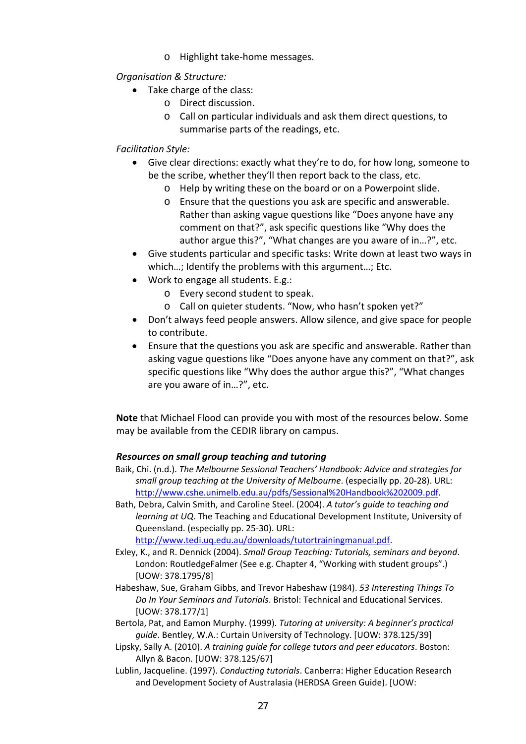- Highlight take-home messages.

*Organisation & Structure:*

- Take charge of the class:
    - Direct discussion.
    - Call on particular individuals and ask them direct questions, to summarise parts of the readings, etc.

*Facilitation Style:*

- Give clear directions: exactly what they're to do, for how long, someone to be the scribe, whether they'll then report back to the class, etc.
    - Help by writing these on the board or on a Powerpoint slide.
    - Ensure that the questions you ask are specific and answerable. Rather than asking vague questions like "Does anyone have any comment on that?", ask specific questions like "Why does the author argue this?", "What changes are you aware of in…?", etc.
- Give students particular and specific tasks: Write down at least two ways in which…; Identify the problems with this argument…; Etc.
- Work to engage all students. E.g.:
    - Every second student to speak.
    - Call on quieter students. "Now, who hasn't spoken yet?"
- Don't always feed people answers. Allow silence, and give space for people to contribute.
- Ensure that the questions you ask are specific and answerable. Rather than asking vague questions like "Does anyone have any comment on that?", ask specific questions like "Why does the author argue this?", "What changes are you aware of in…?", etc.

**Note** that Michael Flood can provide you with most of the resources below. Some may be available from the CEDIR library on campus.

***Resources on small group teaching and tutoring***

Baik, Chi. (n.d.). *The Melbourne Sessional Teachers' Handbook: Advice and strategies for small group teaching at the University of Melbourne*. (especially pp. 20-28). URL: http://www.cshe.unimelb.edu.au/pdfs/Sessional%20Handbook%202009.pdf.

Bath, Debra, Calvin Smith, and Caroline Steel. (2004). *A tutor's guide to teaching and learning at UQ*. The Teaching and Educational Development Institute, University of Queensland. (especially pp. 25-30). URL: http://www.tedi.uq.edu.au/downloads/tutortrainingmanual.pdf.

Exley, K., and R. Dennick (2004). *Small Group Teaching: Tutorials, seminars and beyond*. London: RoutledgeFalmer (See e.g. Chapter 4, "Working with student groups".) [UOW: 378.1795/8]

Habeshaw, Sue, Graham Gibbs, and Trevor Habeshaw (1984). *53 Interesting Things To Do In Your Seminars and Tutorials*. Bristol: Technical and Educational Services. [UOW: 378.177/1]

Bertola, Pat, and Eamon Murphy. (1999). *Tutoring at university: A beginner's practical guide*. Bentley, W.A.: Curtain University of Technology. [UOW: 378.125/39]

Lipsky, Sally A. (2010). *A training guide for college tutors and peer educators*. Boston: Allyn & Bacon. [UOW: 378.125/67]

Lublin, Jacqueline. (1997). *Conducting tutorials*. Canberra: Higher Education Research and Development Society of Australasia (HERDSA Green Guide). [UOW: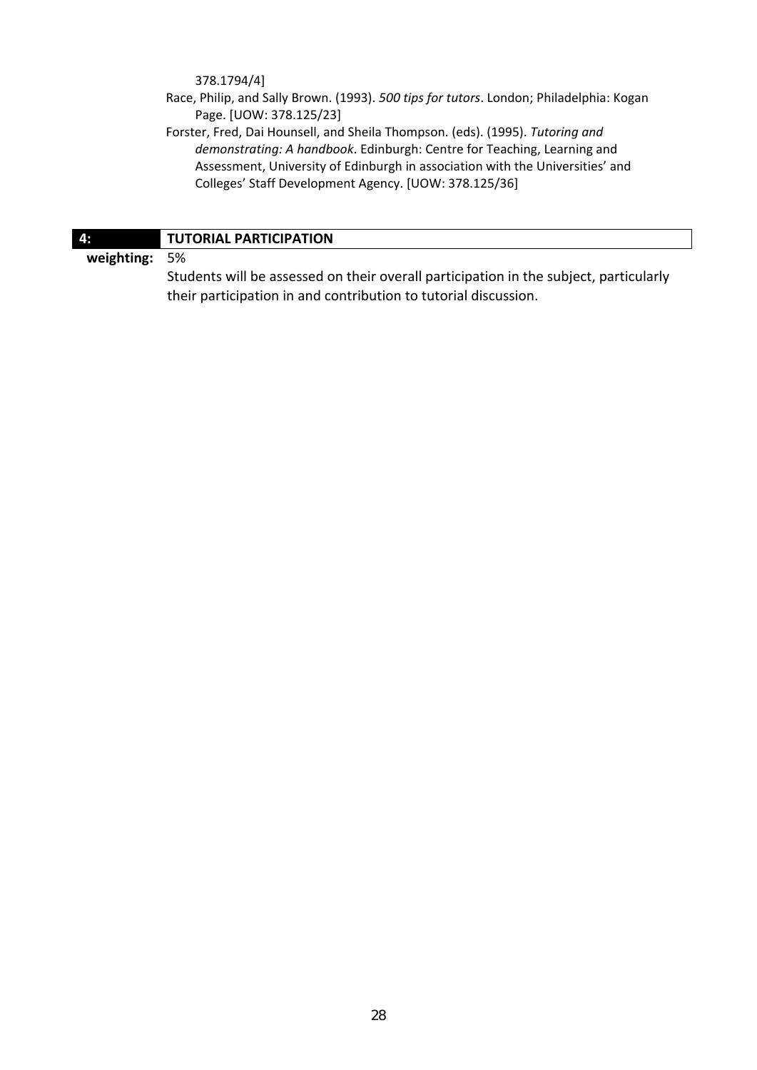378.1794/4]

Race, Philip, and Sally Brown. (1993). *500 tips for tutors*. London; Philadelphia: Kogan Page. [UOW: 378.125/23]

Forster, Fred, Dai Hounsell, and Sheila Thompson. (eds). (1995). *Tutoring and demonstrating: A handbook*. Edinburgh: Centre for Teaching, Learning and Assessment, University of Edinburgh in association with the Universities' and Colleges' Staff Development Agency. [UOW: 378.125/36]

## 4: TUTORIAL PARTICIPATION

**weighting:** 5%

Students will be assessed on their overall participation in the subject, particularly their participation in and contribution to tutorial discussion.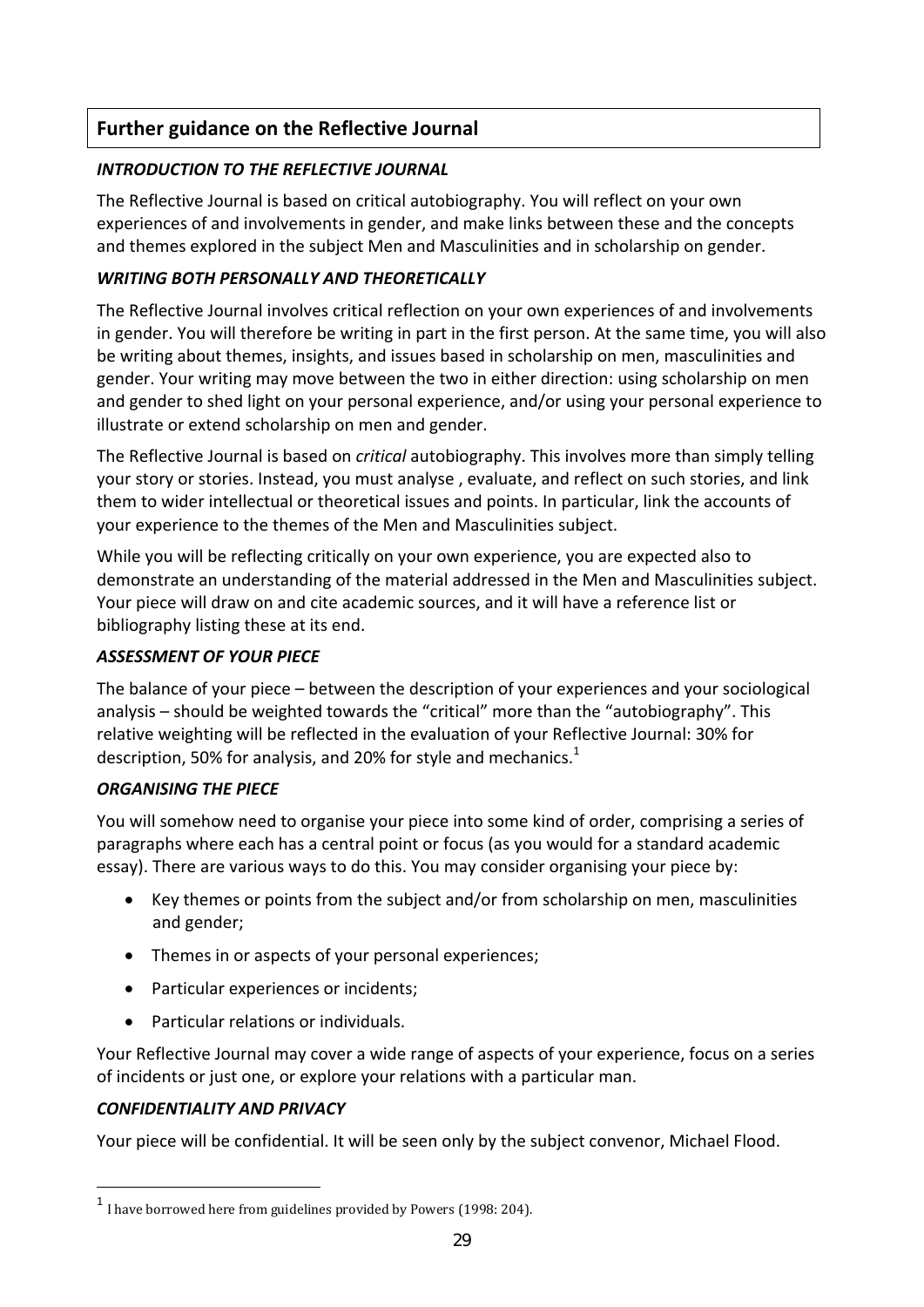## Further guidance on the Reflective Journal

### *INTRODUCTION TO THE REFLECTIVE JOURNAL*

The Reflective Journal is based on critical autobiography. You will reflect on your own experiences of and involvements in gender, and make links between these and the concepts and themes explored in the subject Men and Masculinities and in scholarship on gender.

### *WRITING BOTH PERSONALLY AND THEORETICALLY*

The Reflective Journal involves critical reflection on your own experiences of and involvements in gender. You will therefore be writing in part in the first person. At the same time, you will also be writing about themes, insights, and issues based in scholarship on men, masculinities and gender. Your writing may move between the two in either direction: using scholarship on men and gender to shed light on your personal experience, and/or using your personal experience to illustrate or extend scholarship on men and gender.

The Reflective Journal is based on *critical* autobiography. This involves more than simply telling your story or stories. Instead, you must analyse , evaluate, and reflect on such stories, and link them to wider intellectual or theoretical issues and points. In particular, link the accounts of your experience to the themes of the Men and Masculinities subject.

While you will be reflecting critically on your own experience, you are expected also to demonstrate an understanding of the material addressed in the Men and Masculinities subject. Your piece will draw on and cite academic sources, and it will have a reference list or bibliography listing these at its end.

### *ASSESSMENT OF YOUR PIECE*

The balance of your piece – between the description of your experiences and your sociological analysis – should be weighted towards the "critical" more than the "autobiography". This relative weighting will be reflected in the evaluation of your Reflective Journal: 30% for description, 50% for analysis, and 20% for style and mechanics.[1]

### *ORGANISING THE PIECE*

You will somehow need to organise your piece into some kind of order, comprising a series of paragraphs where each has a central point or focus (as you would for a standard academic essay). There are various ways to do this. You may consider organising your piece by:

- Key themes or points from the subject and/or from scholarship on men, masculinities and gender;
- Themes in or aspects of your personal experiences;
- Particular experiences or incidents;
- Particular relations or individuals.

Your Reflective Journal may cover a wide range of aspects of your experience, focus on a series of incidents or just one, or explore your relations with a particular man.

### *CONFIDENTIALITY AND PRIVACY*

Your piece will be confidential. It will be seen only by the subject convenor, Michael Flood.

---

[1] I have borrowed here from guidelines provided by Powers (1998: 204).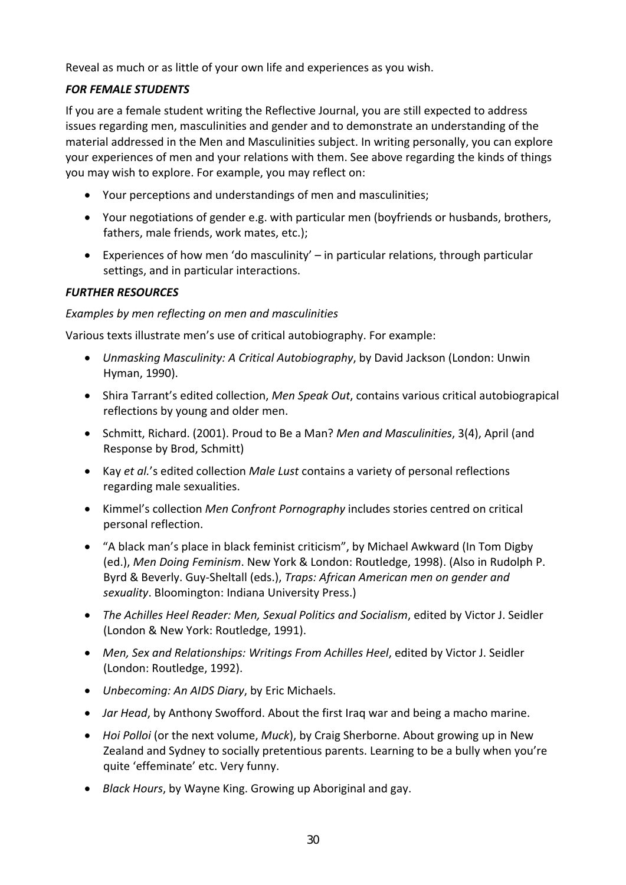Reveal as much or as little of your own life and experiences as you wish.

***FOR FEMALE STUDENTS***

If you are a female student writing the Reflective Journal, you are still expected to address issues regarding men, masculinities and gender and to demonstrate an understanding of the material addressed in the Men and Masculinities subject. In writing personally, you can explore your experiences of men and your relations with them. See above regarding the kinds of things you may wish to explore. For example, you may reflect on:

- Your perceptions and understandings of men and masculinities;
- Your negotiations of gender e.g. with particular men (boyfriends or husbands, brothers, fathers, male friends, work mates, etc.);
- Experiences of how men 'do masculinity' – in particular relations, through particular settings, and in particular interactions.

***FURTHER RESOURCES***

*Examples by men reflecting on men and masculinities*

Various texts illustrate men's use of critical autobiography. For example:

- *Unmasking Masculinity: A Critical Autobiography*, by David Jackson (London: Unwin Hyman, 1990).
- Shira Tarrant's edited collection, *Men Speak Out*, contains various critical autobiograpical reflections by young and older men.
- Schmitt, Richard. (2001). Proud to Be a Man? *Men and Masculinities*, 3(4), April (and Response by Brod, Schmitt)
- Kay *et al.*'s edited collection *Male Lust* contains a variety of personal reflections regarding male sexualities.
- Kimmel's collection *Men Confront Pornography* includes stories centred on critical personal reflection.
- "A black man's place in black feminist criticism", by Michael Awkward (In Tom Digby (ed.), *Men Doing Feminism*. New York & London: Routledge, 1998). (Also in Rudolph P. Byrd & Beverly. Guy-Sheltall (eds.), *Traps: African American men on gender and sexuality*. Bloomington: Indiana University Press.)
- *The Achilles Heel Reader: Men, Sexual Politics and Socialism*, edited by Victor J. Seidler (London & New York: Routledge, 1991).
- *Men, Sex and Relationships: Writings From Achilles Heel*, edited by Victor J. Seidler (London: Routledge, 1992).
- *Unbecoming: An AIDS Diary*, by Eric Michaels.
- *Jar Head*, by Anthony Swofford. About the first Iraq war and being a macho marine.
- *Hoi Polloi* (or the next volume, *Muck*), by Craig Sherborne. About growing up in New Zealand and Sydney to socially pretentious parents. Learning to be a bully when you're quite 'effeminate' etc. Very funny.
- *Black Hours*, by Wayne King. Growing up Aboriginal and gay.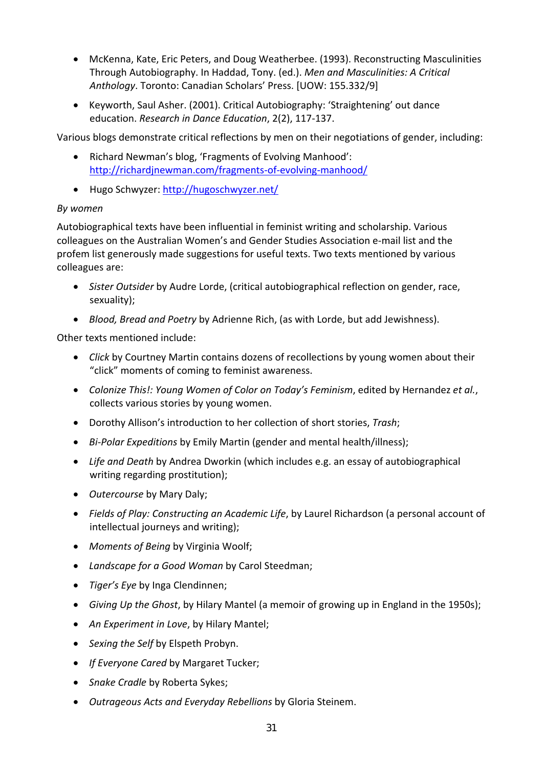- McKenna, Kate, Eric Peters, and Doug Weatherbee. (1993). Reconstructing Masculinities Through Autobiography. In Haddad, Tony. (ed.). *Men and Masculinities: A Critical Anthology*. Toronto: Canadian Scholars' Press. [UOW: 155.332/9]
- Keyworth, Saul Asher. (2001). Critical Autobiography: 'Straightening' out dance education. *Research in Dance Education*, 2(2), 117-137.

Various blogs demonstrate critical reflections by men on their negotiations of gender, including:

- Richard Newman's blog, 'Fragments of Evolving Manhood': http://richardjnewman.com/fragments-of-evolving-manhood/
- Hugo Schwyzer: http://hugoschwyzer.net/

*By women*

Autobiographical texts have been influential in feminist writing and scholarship. Various colleagues on the Australian Women's and Gender Studies Association e-mail list and the profem list generously made suggestions for useful texts. Two texts mentioned by various colleagues are:

- *Sister Outsider* by Audre Lorde, (critical autobiographical reflection on gender, race, sexuality);
- *Blood, Bread and Poetry* by Adrienne Rich, (as with Lorde, but add Jewishness).

Other texts mentioned include:

- *Click* by Courtney Martin contains dozens of recollections by young women about their "click" moments of coming to feminist awareness.
- *Colonize This!: Young Women of Color on Today's Feminism*, edited by Hernandez *et al.*, collects various stories by young women.
- Dorothy Allison's introduction to her collection of short stories, *Trash*;
- *Bi-Polar Expeditions* by Emily Martin (gender and mental health/illness);
- *Life and Death* by Andrea Dworkin (which includes e.g. an essay of autobiographical writing regarding prostitution);
- *Outercourse* by Mary Daly;
- *Fields of Play: Constructing an Academic Life*, by Laurel Richardson (a personal account of intellectual journeys and writing);
- *Moments of Being* by Virginia Woolf;
- *Landscape for a Good Woman* by Carol Steedman;
- *Tiger's Eye* by Inga Clendinnen;
- *Giving Up the Ghost*, by Hilary Mantel (a memoir of growing up in England in the 1950s);
- *An Experiment in Love*, by Hilary Mantel;
- *Sexing the Self* by Elspeth Probyn.
- *If Everyone Cared* by Margaret Tucker;
- *Snake Cradle* by Roberta Sykes;
- *Outrageous Acts and Everyday Rebellions* by Gloria Steinem.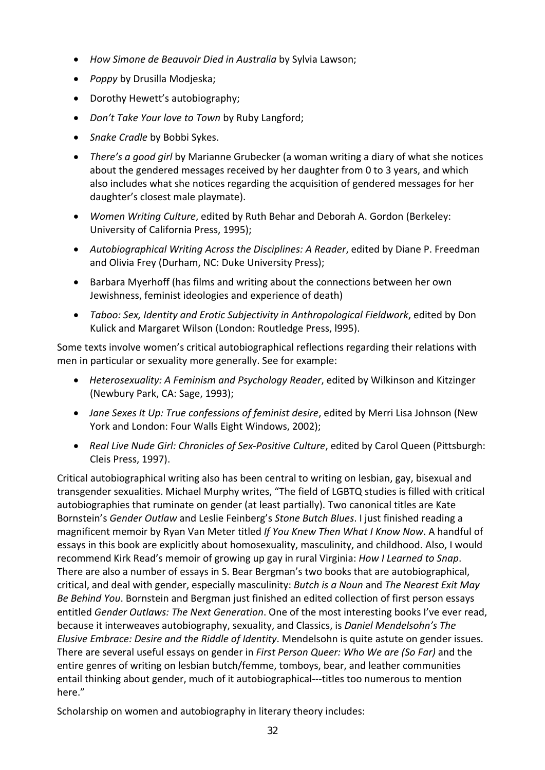- *How Simone de Beauvoir Died in Australia* by Sylvia Lawson;
- *Poppy* by Drusilla Modjeska;
- Dorothy Hewett's autobiography;
- *Don't Take Your love to Town* by Ruby Langford;
- *Snake Cradle* by Bobbi Sykes.
- *There's a good girl* by Marianne Grubecker (a woman writing a diary of what she notices about the gendered messages received by her daughter from 0 to 3 years, and which also includes what she notices regarding the acquisition of gendered messages for her daughter's closest male playmate).
- *Women Writing Culture*, edited by Ruth Behar and Deborah A. Gordon (Berkeley: University of California Press, 1995);
- *Autobiographical Writing Across the Disciplines: A Reader*, edited by Diane P. Freedman and Olivia Frey (Durham, NC: Duke University Press);
- Barbara Myerhoff (has films and writing about the connections between her own Jewishness, feminist ideologies and experience of death)
- *Taboo: Sex, Identity and Erotic Subjectivity in Anthropological Fieldwork*, edited by Don Kulick and Margaret Wilson (London: Routledge Press, l995).

Some texts involve women's critical autobiographical reflections regarding their relations with men in particular or sexuality more generally. See for example:

- *Heterosexuality: A Feminism and Psychology Reader*, edited by Wilkinson and Kitzinger (Newbury Park, CA: Sage, 1993);
- *Jane Sexes It Up: True confessions of feminist desire*, edited by Merri Lisa Johnson (New York and London: Four Walls Eight Windows, 2002);
- *Real Live Nude Girl: Chronicles of Sex-Positive Culture*, edited by Carol Queen (Pittsburgh: Cleis Press, 1997).

Critical autobiographical writing also has been central to writing on lesbian, gay, bisexual and transgender sexualities. Michael Murphy writes, "The field of LGBTQ studies is filled with critical autobiographies that ruminate on gender (at least partially). Two canonical titles are Kate Bornstein's *Gender Outlaw* and Leslie Feinberg's *Stone Butch Blues*. I just finished reading a magnificent memoir by Ryan Van Meter titled *If You Knew Then What I Know Now*. A handful of essays in this book are explicitly about homosexuality, masculinity, and childhood. Also, I would recommend Kirk Read's memoir of growing up gay in rural Virginia: *How I Learned to Snap*. There are also a number of essays in S. Bear Bergman's two books that are autobiographical, critical, and deal with gender, especially masculinity: *Butch is a Noun* and *The Nearest Exit May Be Behind You*. Bornstein and Bergman just finished an edited collection of first person essays entitled *Gender Outlaws: The Next Generation*. One of the most interesting books I've ever read, because it interweaves autobiography, sexuality, and Classics, is *Daniel Mendelsohn's The Elusive Embrace: Desire and the Riddle of Identity*. Mendelsohn is quite astute on gender issues. There are several useful essays on gender in *First Person Queer: Who We are (So Far)* and the entire genres of writing on lesbian butch/femme, tomboys, bear, and leather communities entail thinking about gender, much of it autobiographical---titles too numerous to mention here."

Scholarship on women and autobiography in literary theory includes: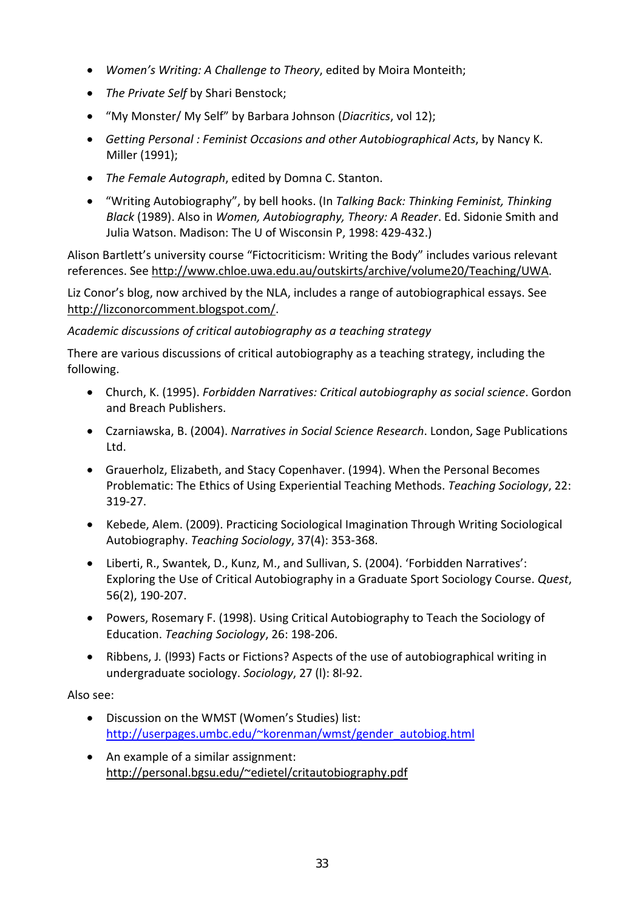- *Women's Writing: A Challenge to Theory*, edited by Moira Monteith;
- *The Private Self* by Shari Benstock;
- "My Monster/ My Self" by Barbara Johnson (*Diacritics*, vol 12);
- *Getting Personal : Feminist Occasions and other Autobiographical Acts*, by Nancy K. Miller (1991);
- *The Female Autograph*, edited by Domna C. Stanton.
- "Writing Autobiography", by bell hooks. (In *Talking Back: Thinking Feminist, Thinking Black* (1989). Also in *Women, Autobiography, Theory: A Reader*. Ed. Sidonie Smith and Julia Watson. Madison: The U of Wisconsin P, 1998: 429-432.)

Alison Bartlett's university course "Fictocriticism: Writing the Body" includes various relevant references. See http://www.chloe.uwa.edu.au/outskirts/archive/volume20/Teaching/UWA.

Liz Conor's blog, now archived by the NLA, includes a range of autobiographical essays. See http://lizconorcomment.blogspot.com/.

*Academic discussions of critical autobiography as a teaching strategy*

There are various discussions of critical autobiography as a teaching strategy, including the following.

- Church, K. (1995). *Forbidden Narratives: Critical autobiography as social science*. Gordon and Breach Publishers.
- Czarniawska, B. (2004). *Narratives in Social Science Research*. London, Sage Publications Ltd.
- Grauerholz, Elizabeth, and Stacy Copenhaver. (1994). When the Personal Becomes Problematic: The Ethics of Using Experiential Teaching Methods. *Teaching Sociology*, 22: 319-27.
- Kebede, Alem. (2009). Practicing Sociological Imagination Through Writing Sociological Autobiography. *Teaching Sociology*, 37(4): 353-368.
- Liberti, R., Swantek, D., Kunz, M., and Sullivan, S. (2004). 'Forbidden Narratives': Exploring the Use of Critical Autobiography in a Graduate Sport Sociology Course. *Quest*, 56(2), 190-207.
- Powers, Rosemary F. (1998). Using Critical Autobiography to Teach the Sociology of Education. *Teaching Sociology*, 26: 198-206.
- Ribbens, J. (l993) Facts or Fictions? Aspects of the use of autobiographical writing in undergraduate sociology. *Sociology*, 27 (l): 8l-92.

Also see:

- Discussion on the WMST (Women's Studies) list: http://userpages.umbc.edu/~korenman/wmst/gender_autobiog.html
- An example of a similar assignment: http://personal.bgsu.edu/~edietel/critautobiography.pdf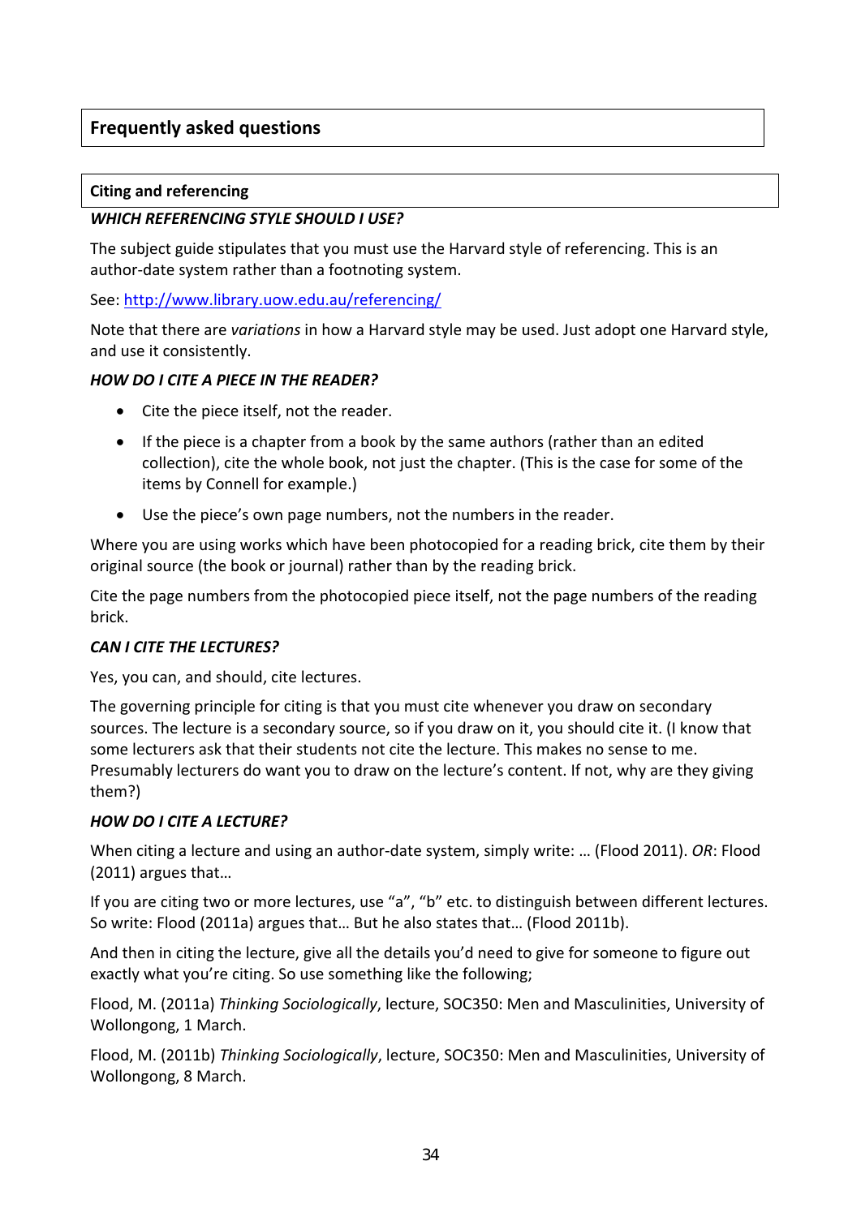## Frequently asked questions

### Citing and referencing

***WHICH REFERENCING STYLE SHOULD I USE?***

The subject guide stipulates that you must use the Harvard style of referencing. This is an author-date system rather than a footnoting system.

See: [http://www.library.uow.edu.au/referencing/](http://www.library.uow.edu.au/referencing/)

Note that there are *variations* in how a Harvard style may be used. Just adopt one Harvard style, and use it consistently.

***HOW DO I CITE A PIECE IN THE READER?***

- Cite the piece itself, not the reader.
- If the piece is a chapter from a book by the same authors (rather than an edited collection), cite the whole book, not just the chapter. (This is the case for some of the items by Connell for example.)
- Use the piece's own page numbers, not the numbers in the reader.

Where you are using works which have been photocopied for a reading brick, cite them by their original source (the book or journal) rather than by the reading brick.

Cite the page numbers from the photocopied piece itself, not the page numbers of the reading brick.

***CAN I CITE THE LECTURES?***

Yes, you can, and should, cite lectures.

The governing principle for citing is that you must cite whenever you draw on secondary sources. The lecture is a secondary source, so if you draw on it, you should cite it. (I know that some lecturers ask that their students not cite the lecture. This makes no sense to me. Presumably lecturers do want you to draw on the lecture's content. If not, why are they giving them?)

***HOW DO I CITE A LECTURE?***

When citing a lecture and using an author-date system, simply write: … (Flood 2011). *OR*: Flood (2011) argues that…

If you are citing two or more lectures, use "a", "b" etc. to distinguish between different lectures. So write: Flood (2011a) argues that… But he also states that… (Flood 2011b).

And then in citing the lecture, give all the details you'd need to give for someone to figure out exactly what you're citing. So use something like the following;

Flood, M. (2011a) *Thinking Sociologically*, lecture, SOC350: Men and Masculinities, University of Wollongong, 1 March.

Flood, M. (2011b) *Thinking Sociologically*, lecture, SOC350: Men and Masculinities, University of Wollongong, 8 March.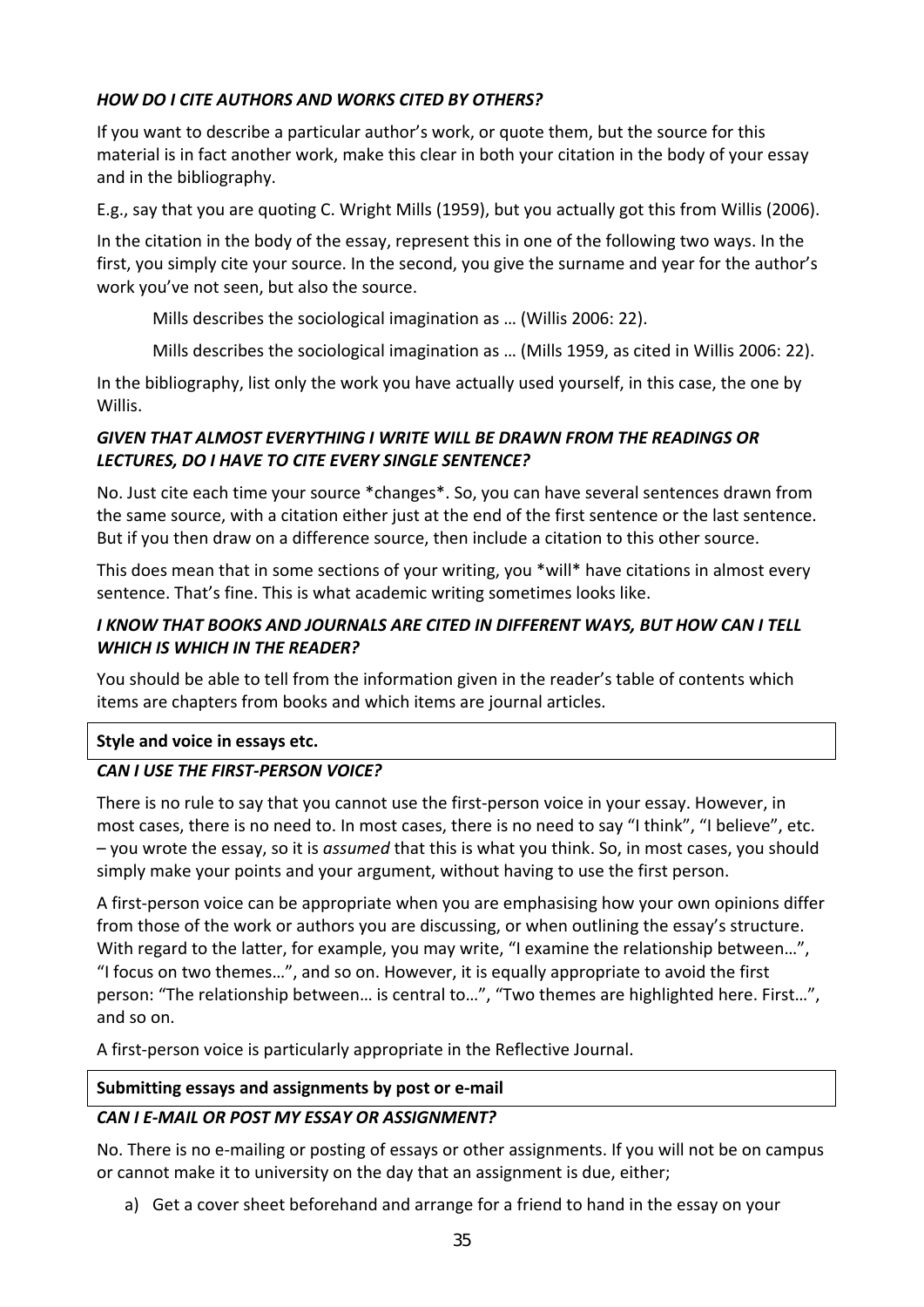### *HOW DO I CITE AUTHORS AND WORKS CITED BY OTHERS?*

If you want to describe a particular author's work, or quote them, but the source for this material is in fact another work, make this clear in both your citation in the body of your essay and in the bibliography.

E.g., say that you are quoting C. Wright Mills (1959), but you actually got this from Willis (2006).

In the citation in the body of the essay, represent this in one of the following two ways. In the first, you simply cite your source. In the second, you give the surname and year for the author's work you've not seen, but also the source.

> Mills describes the sociological imagination as … (Willis 2006: 22).
>
> Mills describes the sociological imagination as … (Mills 1959, as cited in Willis 2006: 22).

In the bibliography, list only the work you have actually used yourself, in this case, the one by Willis.

### *GIVEN THAT ALMOST EVERYTHING I WRITE WILL BE DRAWN FROM THE READINGS OR LECTURES, DO I HAVE TO CITE EVERY SINGLE SENTENCE?*

No. Just cite each time your source *changes*. So, you can have several sentences drawn from the same source, with a citation either just at the end of the first sentence or the last sentence. But if you then draw on a difference source, then include a citation to this other source.

This does mean that in some sections of your writing, you *will* have citations in almost every sentence. That's fine. This is what academic writing sometimes looks like.

### *I KNOW THAT BOOKS AND JOURNALS ARE CITED IN DIFFERENT WAYS, BUT HOW CAN I TELL WHICH IS WHICH IN THE READER?*

You should be able to tell from the information given in the reader's table of contents which items are chapters from books and which items are journal articles.

## Style and voice in essays etc.

### *CAN I USE THE FIRST-PERSON VOICE?*

There is no rule to say that you cannot use the first-person voice in your essay. However, in most cases, there is no need to. In most cases, there is no need to say "I think", "I believe", etc. – you wrote the essay, so it is *assumed* that this is what you think. So, in most cases, you should simply make your points and your argument, without having to use the first person.

A first-person voice can be appropriate when you are emphasising how your own opinions differ from those of the work or authors you are discussing, or when outlining the essay's structure. With regard to the latter, for example, you may write, "I examine the relationship between…", "I focus on two themes…", and so on. However, it is equally appropriate to avoid the first person: "The relationship between… is central to…", "Two themes are highlighted here. First…", and so on.

A first-person voice is particularly appropriate in the Reflective Journal.

## Submitting essays and assignments by post or e-mail

### *CAN I E-MAIL OR POST MY ESSAY OR ASSIGNMENT?*

No. There is no e-mailing or posting of essays or other assignments. If you will not be on campus or cannot make it to university on the day that an assignment is due, either;

a) Get a cover sheet beforehand and arrange for a friend to hand in the essay on your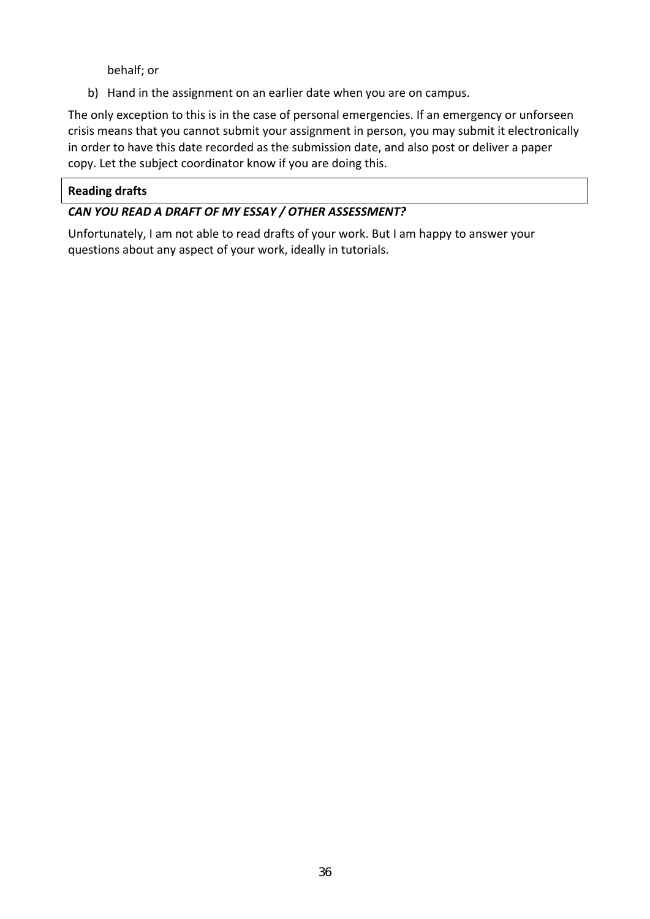behalf; or

b) Hand in the assignment on an earlier date when you are on campus.

The only exception to this is in the case of personal emergencies. If an emergency or unforseen crisis means that you cannot submit your assignment in person, you may submit it electronically in order to have this date recorded as the submission date, and also post or deliver a paper copy. Let the subject coordinator know if you are doing this.

**Reading drafts**

***CAN YOU READ A DRAFT OF MY ESSAY / OTHER ASSESSMENT?***

Unfortunately, I am not able to read drafts of your work. But I am happy to answer your questions about any aspect of your work, ideally in tutorials.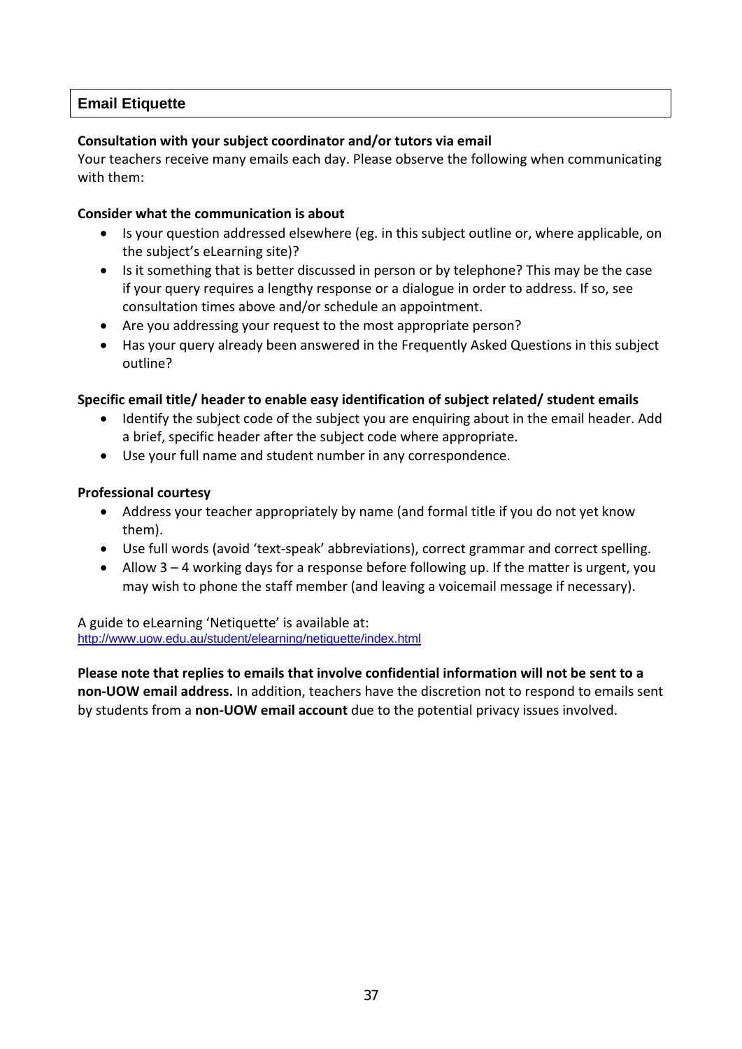## Email Etiquette

**Consultation with your subject coordinator and/or tutors via email**

Your teachers receive many emails each day. Please observe the following when communicating with them:

**Consider what the communication is about**

- Is your question addressed elsewhere (eg. in this subject outline or, where applicable, on the subject's eLearning site)?
- Is it something that is better discussed in person or by telephone? This may be the case if your query requires a lengthy response or a dialogue in order to address. If so, see consultation times above and/or schedule an appointment.
- Are you addressing your request to the most appropriate person?
- Has your query already been answered in the Frequently Asked Questions in this subject outline?

**Specific email title/ header to enable easy identification of subject related/ student emails**

- Identify the subject code of the subject you are enquiring about in the email header. Add a brief, specific header after the subject code where appropriate.
- Use your full name and student number in any correspondence.

**Professional courtesy**

- Address your teacher appropriately by name (and formal title if you do not yet know them).
- Use full words (avoid 'text-speak' abbreviations), correct grammar and correct spelling.
- Allow 3 – 4 working days for a response before following up. If the matter is urgent, you may wish to phone the staff member (and leaving a voicemail message if necessary).

A guide to eLearning 'Netiquette' is available at:
http://www.uow.edu.au/student/elearning/netiquette/index.html

**Please note that replies to emails that involve confidential information will not be sent to a non-UOW email address.** In addition, teachers have the discretion not to respond to emails sent by students from a **non-UOW email account** due to the potential privacy issues involved.